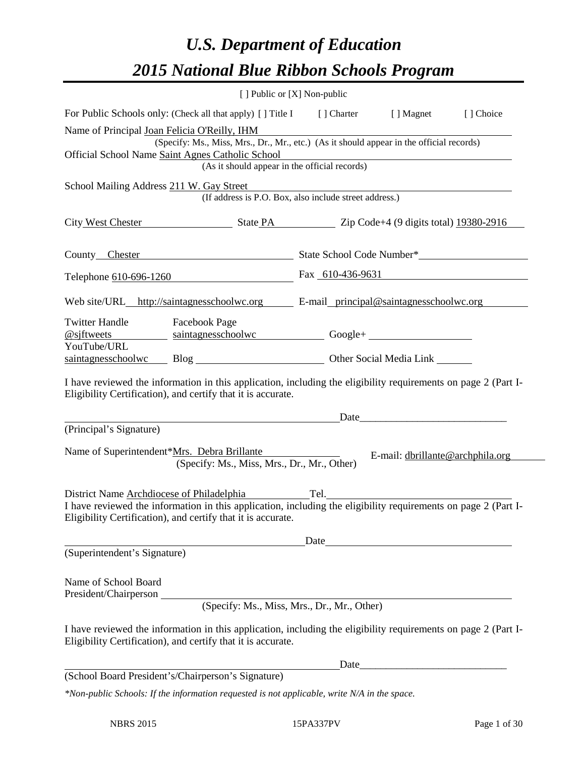# *U.S. Department of Education*

# *2015 National Blue Ribbon Schools Program*

[ ] Public or [X] Non-public

For Public Schools only: (Check all that apply) [ ] Title I [ ] Charter [ ] Magnet [ ] Choice

Name of Principal Joan Felicia O'Reilly, IHM
(Specify: Ms., Miss, Mrs., Dr., Mr., etc.) (As it should appear in the official records)

Official School Name Saint Agnes Catholic School
(As it should appear in the official records)

School Mailing Address 211 W. Gay Street
(If address is P.O. Box, also include street address.)

City West Chester State PA Zip Code+4 (9 digits total) 19380-2916

County Chester State School Code Number*

Telephone 610-696-1260 Fax 610-436-9631

Web site/URL http://saintagnesschoolwc.org E-mail principal@saintagnesschoolwc.org

Twitter Handle @sjftweets Facebook Page saintagnesschoolwc Google+

YouTube/URL saintagnesschoolwc Blog Other Social Media Link

I have reviewed the information in this application, including the eligibility requirements on page 2 (Part I-Eligibility Certification), and certify that it is accurate.

Date____________________________

(Principal's Signature)

Name of Superintendent*Mrs. Debra Brillante E-mail: dbrillante@archphila.org
(Specify: Ms., Miss, Mrs., Dr., Mr., Other)

District Name Archdiocese of Philadelphia Tel.

I have reviewed the information in this application, including the eligibility requirements on page 2 (Part I-Eligibility Certification), and certify that it is accurate.

Date

(Superintendent's Signature)

Name of School Board President/Chairperson
(Specify: Ms., Miss, Mrs., Dr., Mr., Other)

I have reviewed the information in this application, including the eligibility requirements on page 2 (Part I-Eligibility Certification), and certify that it is accurate.

Date____________________________

(School Board President's/Chairperson's Signature)

*\*Non-public Schools: If the information requested is not applicable, write N/A in the space.*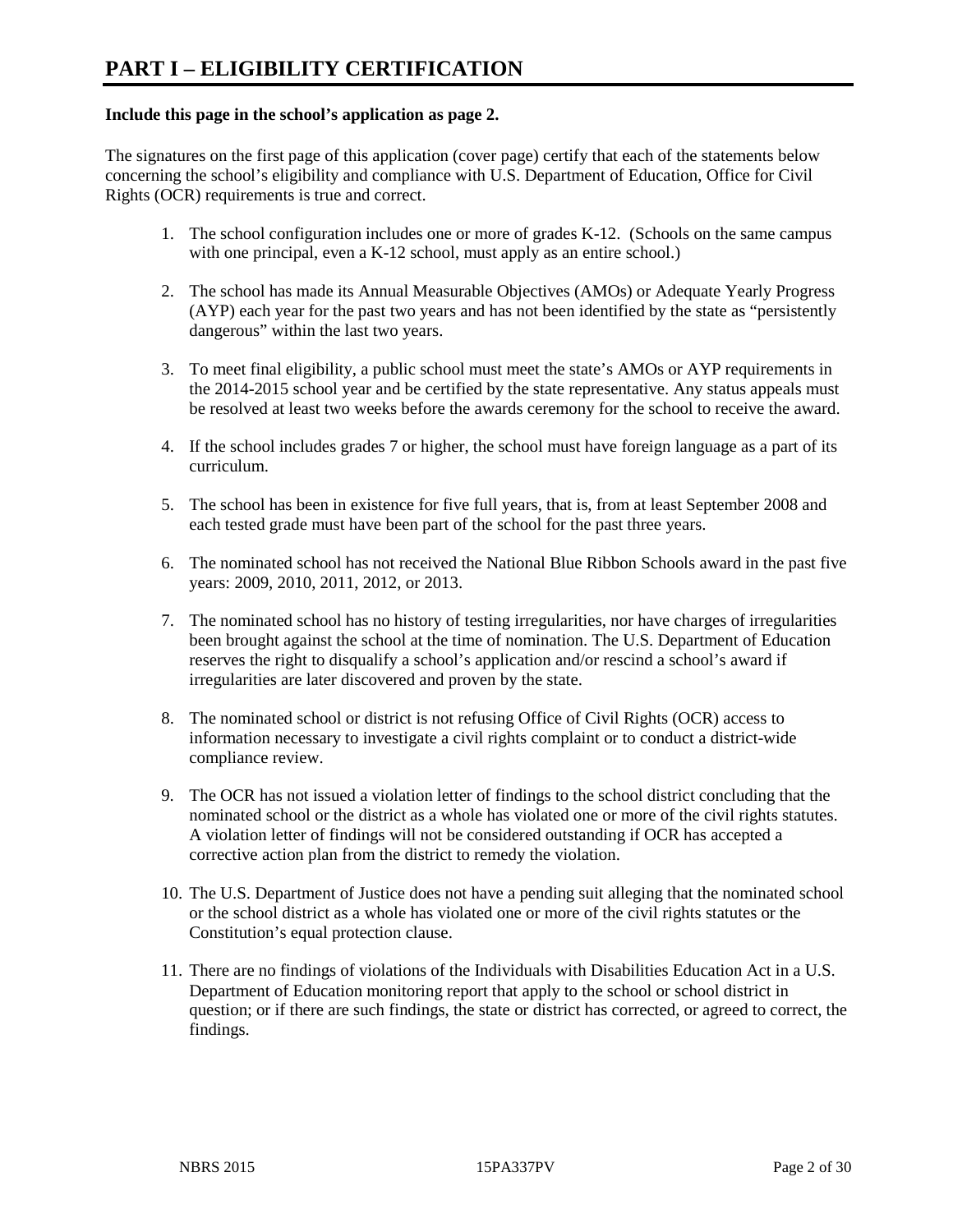# PART I – ELIGIBILITY CERTIFICATION

**Include this page in the school's application as page 2.**

The signatures on the first page of this application (cover page) certify that each of the statements below concerning the school's eligibility and compliance with U.S. Department of Education, Office for Civil Rights (OCR) requirements is true and correct.

1. The school configuration includes one or more of grades K-12. (Schools on the same campus with one principal, even a K-12 school, must apply as an entire school.)

2. The school has made its Annual Measurable Objectives (AMOs) or Adequate Yearly Progress (AYP) each year for the past two years and has not been identified by the state as "persistently dangerous" within the last two years.

3. To meet final eligibility, a public school must meet the state's AMOs or AYP requirements in the 2014-2015 school year and be certified by the state representative. Any status appeals must be resolved at least two weeks before the awards ceremony for the school to receive the award.

4. If the school includes grades 7 or higher, the school must have foreign language as a part of its curriculum.

5. The school has been in existence for five full years, that is, from at least September 2008 and each tested grade must have been part of the school for the past three years.

6. The nominated school has not received the National Blue Ribbon Schools award in the past five years: 2009, 2010, 2011, 2012, or 2013.

7. The nominated school has no history of testing irregularities, nor have charges of irregularities been brought against the school at the time of nomination. The U.S. Department of Education reserves the right to disqualify a school's application and/or rescind a school's award if irregularities are later discovered and proven by the state.

8. The nominated school or district is not refusing Office of Civil Rights (OCR) access to information necessary to investigate a civil rights complaint or to conduct a district-wide compliance review.

9. The OCR has not issued a violation letter of findings to the school district concluding that the nominated school or the district as a whole has violated one or more of the civil rights statutes. A violation letter of findings will not be considered outstanding if OCR has accepted a corrective action plan from the district to remedy the violation.

10. The U.S. Department of Justice does not have a pending suit alleging that the nominated school or the school district as a whole has violated one or more of the civil rights statutes or the Constitution's equal protection clause.

11. There are no findings of violations of the Individuals with Disabilities Education Act in a U.S. Department of Education monitoring report that apply to the school or school district in question; or if there are such findings, the state or district has corrected, or agreed to correct, the findings.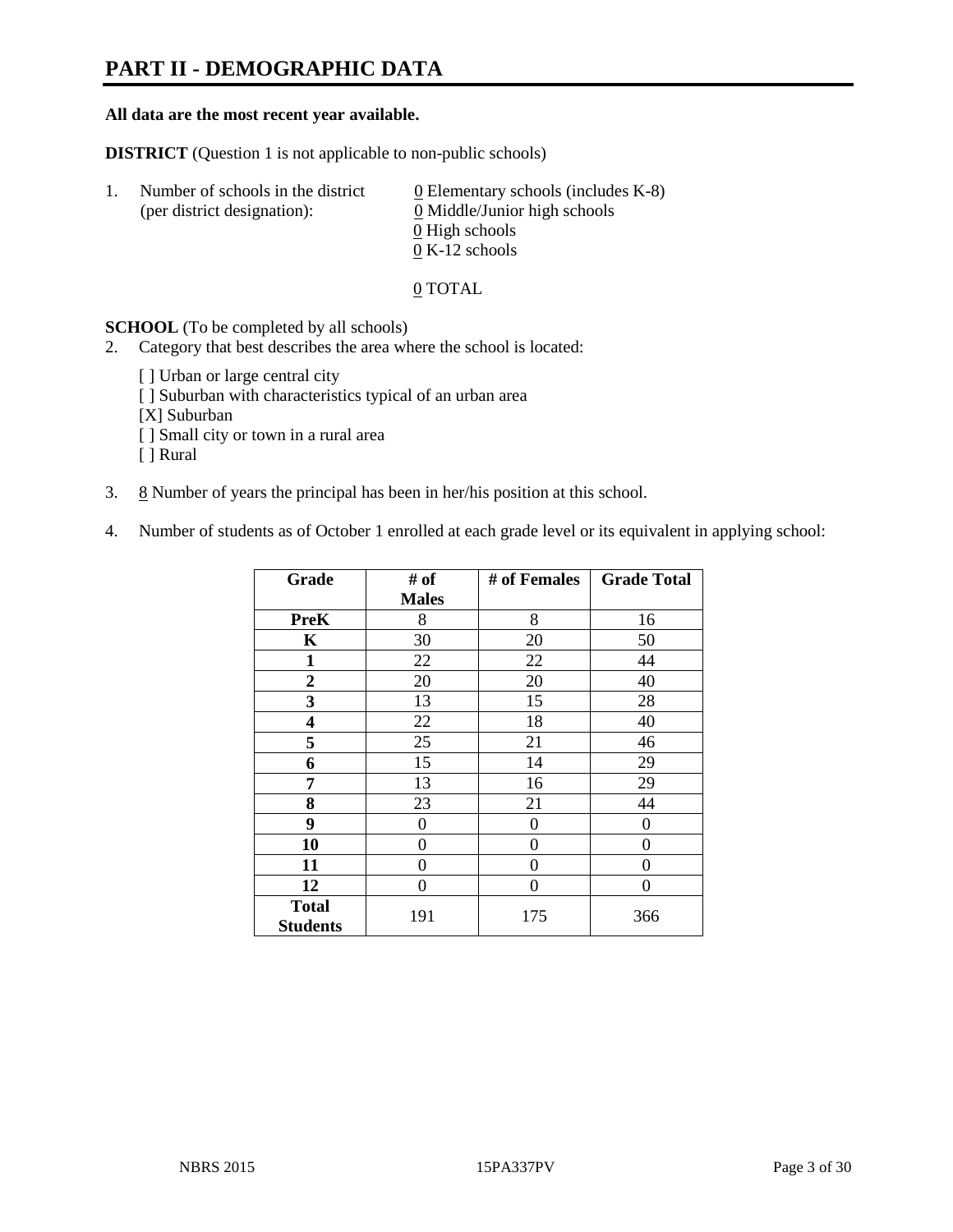# PART II - DEMOGRAPHIC DATA

**All data are the most recent year available.**

**DISTRICT** (Question 1 is not applicable to non-public schools)

1. Number of schools in the district (per district designation):
   - 0 Elementary schools (includes K-8)
   - 0 Middle/Junior high schools
   - 0 High schools
   - 0 K-12 schools

   0 TOTAL

**SCHOOL** (To be completed by all schools)

2. Category that best describes the area where the school is located:

   [ ] Urban or large central city
   [ ] Suburban with characteristics typical of an urban area
   [X] Suburban
   [ ] Small city or town in a rural area
   [ ] Rural

3. 8 Number of years the principal has been in her/his position at this school.

4. Number of students as of October 1 enrolled at each grade level or its equivalent in applying school:

| Grade | # of Males | # of Females | Grade Total |
|---|---|---|---|
| **PreK** | 8 | 8 | 16 |
| **K** | 30 | 20 | 50 |
| **1** | 22 | 22 | 44 |
| **2** | 20 | 20 | 40 |
| **3** | 13 | 15 | 28 |
| **4** | 22 | 18 | 40 |
| **5** | 25 | 21 | 46 |
| **6** | 15 | 14 | 29 |
| **7** | 13 | 16 | 29 |
| **8** | 23 | 21 | 44 |
| **9** | 0 | 0 | 0 |
| **10** | 0 | 0 | 0 |
| **11** | 0 | 0 | 0 |
| **12** | 0 | 0 | 0 |
| **Total Students** | 191 | 175 | 366 |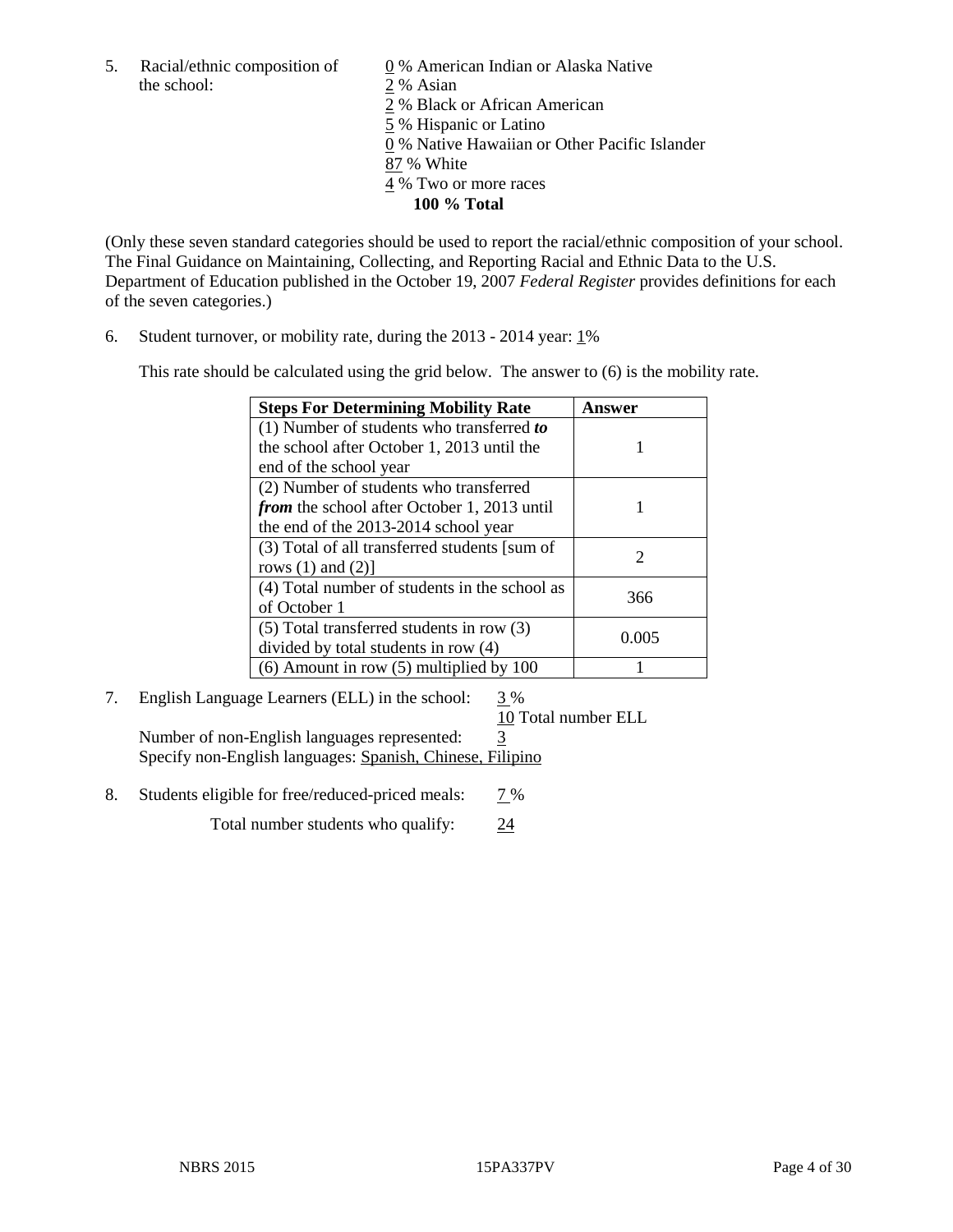5. Racial/ethnic composition of the school:

0 % American Indian or Alaska Native
2 % Asian
2 % Black or African American
5 % Hispanic or Latino
0 % Native Hawaiian or Other Pacific Islander
87 % White
4 % Two or more races
**100 % Total**

(Only these seven standard categories should be used to report the racial/ethnic composition of your school. The Final Guidance on Maintaining, Collecting, and Reporting Racial and Ethnic Data to the U.S. Department of Education published in the October 19, 2007 *Federal Register* provides definitions for each of the seven categories.)

6. Student turnover, or mobility rate, during the 2013 - 2014 year: 1%

This rate should be calculated using the grid below. The answer to (6) is the mobility rate.

| **Steps For Determining Mobility Rate** | **Answer** |
|---|---|
| (1) Number of students who transferred ***to*** the school after October 1, 2013 until the end of the school year | 1 |
| (2) Number of students who transferred ***from*** the school after October 1, 2013 until the end of the 2013-2014 school year | 1 |
| (3) Total of all transferred students [sum of rows (1) and (2)] | 2 |
| (4) Total number of students in the school as of October 1 | 366 |
| (5) Total transferred students in row (3) divided by total students in row (4) | 0.005 |
| (6) Amount in row (5) multiplied by 100 | 1 |

7. English Language Learners (ELL) in the school: 3 %
10 Total number ELL
Number of non-English languages represented: 3
Specify non-English languages: Spanish, Chinese, Filipino

8. Students eligible for free/reduced-priced meals: 7 %
Total number students who qualify: 24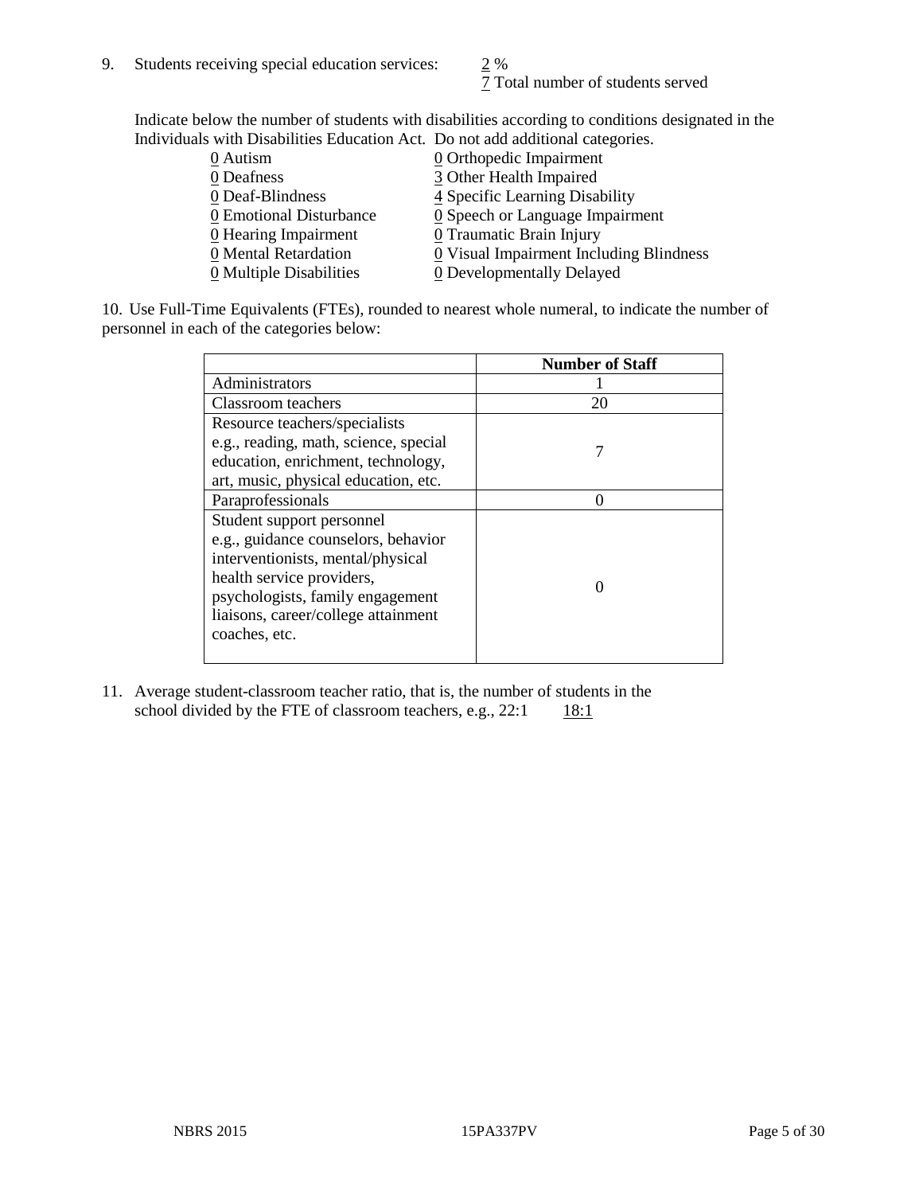9. Students receiving special education services: 2 %
   7 Total number of students served

   Indicate below the number of students with disabilities according to conditions designated in the Individuals with Disabilities Education Act. Do not add additional categories.

   0 Autism
   0 Deafness
   0 Deaf-Blindness
   0 Emotional Disturbance
   0 Hearing Impairment
   0 Mental Retardation
   0 Multiple Disabilities
   0 Orthopedic Impairment
   3 Other Health Impaired
   4 Specific Learning Disability
   0 Speech or Language Impairment
   0 Traumatic Brain Injury
   0 Visual Impairment Including Blindness
   0 Developmentally Delayed

10. Use Full-Time Equivalents (FTEs), rounded to nearest whole numeral, to indicate the number of personnel in each of the categories below:

| | Number of Staff |
|---|---|
| Administrators | 1 |
| Classroom teachers | 20 |
| Resource teachers/specialists e.g., reading, math, science, special education, enrichment, technology, art, music, physical education, etc. | 7 |
| Paraprofessionals | 0 |
| Student support personnel e.g., guidance counselors, behavior interventionists, mental/physical health service providers, psychologists, family engagement liaisons, career/college attainment coaches, etc. | 0 |

11. Average student-classroom teacher ratio, that is, the number of students in the school divided by the FTE of classroom teachers, e.g., 22:1 18:1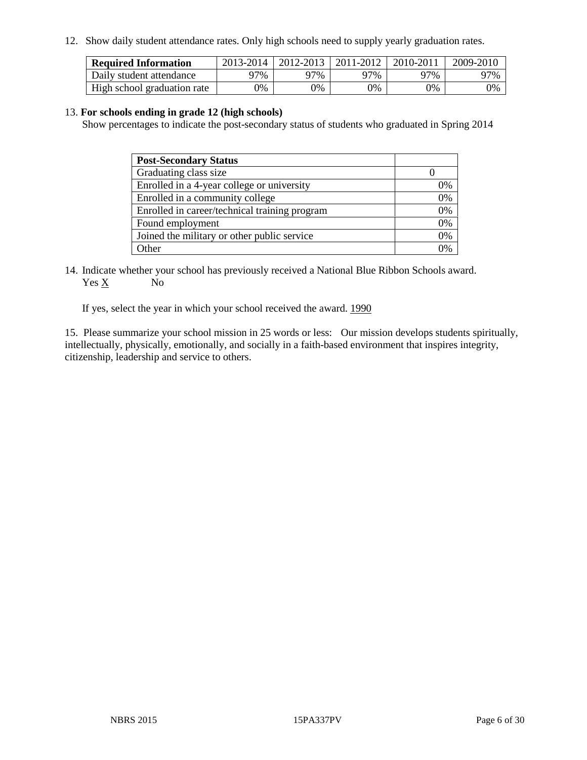12. Show daily student attendance rates. Only high schools need to supply yearly graduation rates.

| Required Information | 2013-2014 | 2012-2013 | 2011-2012 | 2010-2011 | 2009-2010 |
|---|---|---|---|---|---|
| Daily student attendance | 97% | 97% | 97% | 97% | 97% |
| High school graduation rate | 0% | 0% | 0% | 0% | 0% |

13. **For schools ending in grade 12 (high schools)**

Show percentages to indicate the post-secondary status of students who graduated in Spring 2014

| Post-Secondary Status | |
|---|---|
| Graduating class size | 0 |
| Enrolled in a 4-year college or university | 0% |
| Enrolled in a community college | 0% |
| Enrolled in career/technical training program | 0% |
| Found employment | 0% |
| Joined the military or other public service | 0% |
| Other | 0% |

14. Indicate whether your school has previously received a National Blue Ribbon Schools award.
Yes X No

If yes, select the year in which your school received the award. 1990

15. Please summarize your school mission in 25 words or less: Our mission develops students spiritually, intellectually, physically, emotionally, and socially in a faith-based environment that inspires integrity, citizenship, leadership and service to others.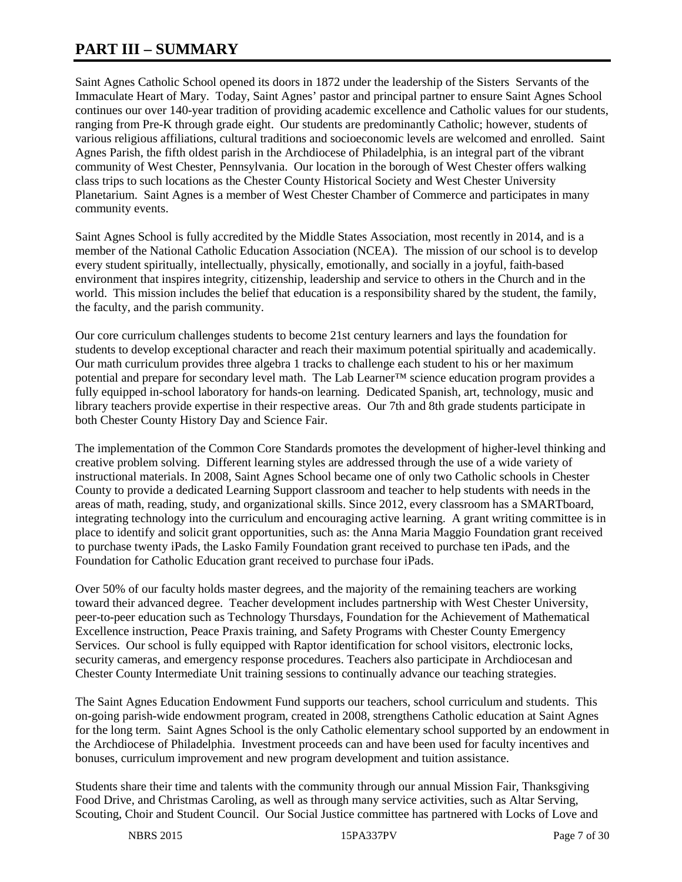# PART III – SUMMARY

Saint Agnes Catholic School opened its doors in 1872 under the leadership of the Sisters Servants of the Immaculate Heart of Mary. Today, Saint Agnes' pastor and principal partner to ensure Saint Agnes School continues our over 140-year tradition of providing academic excellence and Catholic values for our students, ranging from Pre-K through grade eight. Our students are predominantly Catholic; however, students of various religious affiliations, cultural traditions and socioeconomic levels are welcomed and enrolled. Saint Agnes Parish, the fifth oldest parish in the Archdiocese of Philadelphia, is an integral part of the vibrant community of West Chester, Pennsylvania. Our location in the borough of West Chester offers walking class trips to such locations as the Chester County Historical Society and West Chester University Planetarium. Saint Agnes is a member of West Chester Chamber of Commerce and participates in many community events.

Saint Agnes School is fully accredited by the Middle States Association, most recently in 2014, and is a member of the National Catholic Education Association (NCEA). The mission of our school is to develop every student spiritually, intellectually, physically, emotionally, and socially in a joyful, faith-based environment that inspires integrity, citizenship, leadership and service to others in the Church and in the world. This mission includes the belief that education is a responsibility shared by the student, the family, the faculty, and the parish community.

Our core curriculum challenges students to become 21st century learners and lays the foundation for students to develop exceptional character and reach their maximum potential spiritually and academically. Our math curriculum provides three algebra 1 tracks to challenge each student to his or her maximum potential and prepare for secondary level math. The Lab Learner™ science education program provides a fully equipped in-school laboratory for hands-on learning. Dedicated Spanish, art, technology, music and library teachers provide expertise in their respective areas. Our 7th and 8th grade students participate in both Chester County History Day and Science Fair.

The implementation of the Common Core Standards promotes the development of higher-level thinking and creative problem solving. Different learning styles are addressed through the use of a wide variety of instructional materials. In 2008, Saint Agnes School became one of only two Catholic schools in Chester County to provide a dedicated Learning Support classroom and teacher to help students with needs in the areas of math, reading, study, and organizational skills. Since 2012, every classroom has a SMARTboard, integrating technology into the curriculum and encouraging active learning. A grant writing committee is in place to identify and solicit grant opportunities, such as: the Anna Maria Maggio Foundation grant received to purchase twenty iPads, the Lasko Family Foundation grant received to purchase ten iPads, and the Foundation for Catholic Education grant received to purchase four iPads.

Over 50% of our faculty holds master degrees, and the majority of the remaining teachers are working toward their advanced degree. Teacher development includes partnership with West Chester University, peer-to-peer education such as Technology Thursdays, Foundation for the Achievement of Mathematical Excellence instruction, Peace Praxis training, and Safety Programs with Chester County Emergency Services. Our school is fully equipped with Raptor identification for school visitors, electronic locks, security cameras, and emergency response procedures. Teachers also participate in Archdiocesan and Chester County Intermediate Unit training sessions to continually advance our teaching strategies.

The Saint Agnes Education Endowment Fund supports our teachers, school curriculum and students. This on-going parish-wide endowment program, created in 2008, strengthens Catholic education at Saint Agnes for the long term. Saint Agnes School is the only Catholic elementary school supported by an endowment in the Archdiocese of Philadelphia. Investment proceeds can and have been used for faculty incentives and bonuses, curriculum improvement and new program development and tuition assistance.

Students share their time and talents with the community through our annual Mission Fair, Thanksgiving Food Drive, and Christmas Caroling, as well as through many service activities, such as Altar Serving, Scouting, Choir and Student Council. Our Social Justice committee has partnered with Locks of Love and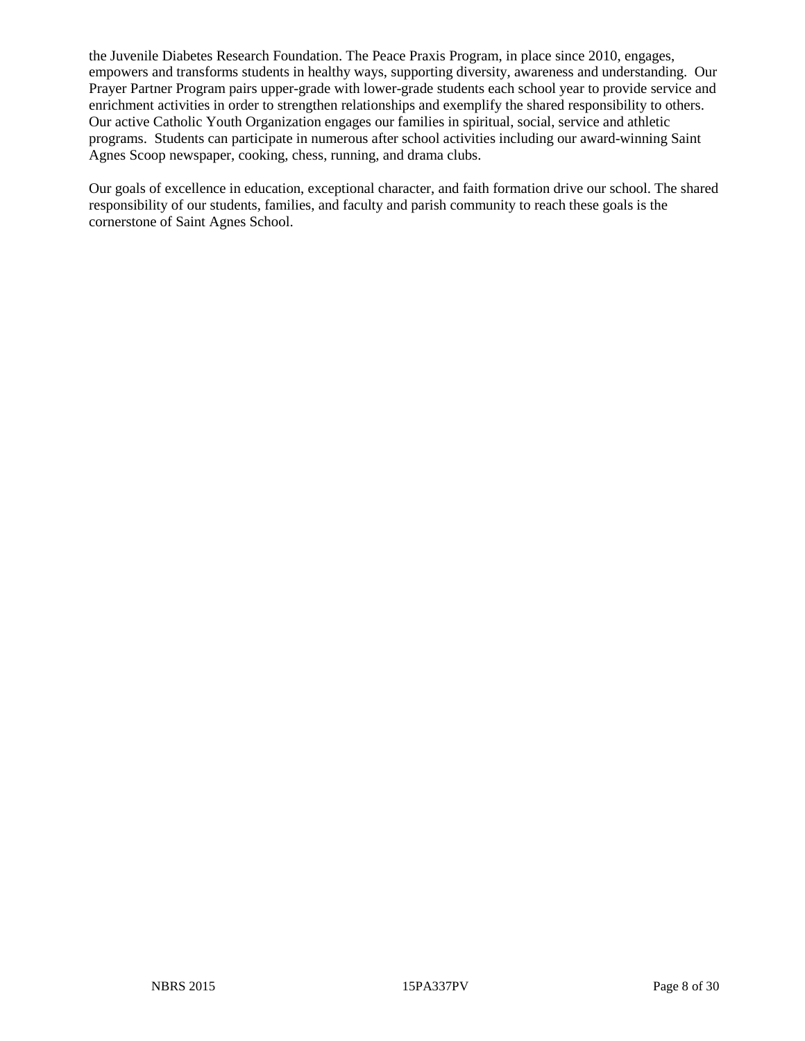the Juvenile Diabetes Research Foundation. The Peace Praxis Program, in place since 2010, engages, empowers and transforms students in healthy ways, supporting diversity, awareness and understanding. Our Prayer Partner Program pairs upper-grade with lower-grade students each school year to provide service and enrichment activities in order to strengthen relationships and exemplify the shared responsibility to others. Our active Catholic Youth Organization engages our families in spiritual, social, service and athletic programs. Students can participate in numerous after school activities including our award-winning Saint Agnes Scoop newspaper, cooking, chess, running, and drama clubs.

Our goals of excellence in education, exceptional character, and faith formation drive our school. The shared responsibility of our students, families, and faculty and parish community to reach these goals is the cornerstone of Saint Agnes School.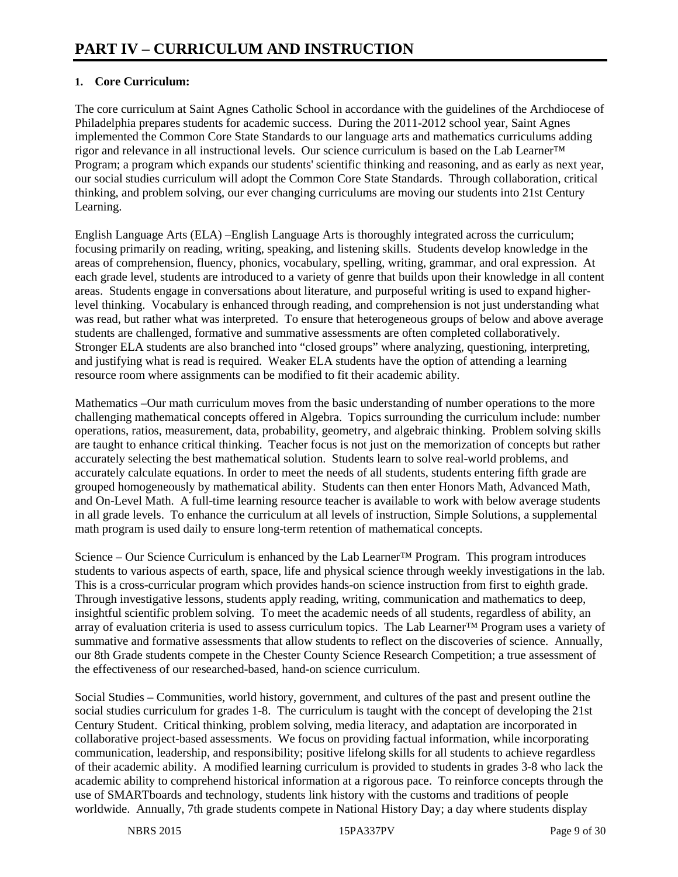# PART IV – CURRICULUM AND INSTRUCTION

## 1. Core Curriculum:

The core curriculum at Saint Agnes Catholic School in accordance with the guidelines of the Archdiocese of Philadelphia prepares students for academic success. During the 2011-2012 school year, Saint Agnes implemented the Common Core State Standards to our language arts and mathematics curriculums adding rigor and relevance in all instructional levels. Our science curriculum is based on the Lab Learner™ Program; a program which expands our students' scientific thinking and reasoning, and as early as next year, our social studies curriculum will adopt the Common Core State Standards. Through collaboration, critical thinking, and problem solving, our ever changing curriculums are moving our students into 21st Century Learning.

English Language Arts (ELA) –English Language Arts is thoroughly integrated across the curriculum; focusing primarily on reading, writing, speaking, and listening skills. Students develop knowledge in the areas of comprehension, fluency, phonics, vocabulary, spelling, writing, grammar, and oral expression. At each grade level, students are introduced to a variety of genre that builds upon their knowledge in all content areas. Students engage in conversations about literature, and purposeful writing is used to expand higher-level thinking. Vocabulary is enhanced through reading, and comprehension is not just understanding what was read, but rather what was interpreted. To ensure that heterogeneous groups of below and above average students are challenged, formative and summative assessments are often completed collaboratively. Stronger ELA students are also branched into "closed groups" where analyzing, questioning, interpreting, and justifying what is read is required. Weaker ELA students have the option of attending a learning resource room where assignments can be modified to fit their academic ability.

Mathematics –Our math curriculum moves from the basic understanding of number operations to the more challenging mathematical concepts offered in Algebra. Topics surrounding the curriculum include: number operations, ratios, measurement, data, probability, geometry, and algebraic thinking. Problem solving skills are taught to enhance critical thinking. Teacher focus is not just on the memorization of concepts but rather accurately selecting the best mathematical solution. Students learn to solve real-world problems, and accurately calculate equations. In order to meet the needs of all students, students entering fifth grade are grouped homogeneously by mathematical ability. Students can then enter Honors Math, Advanced Math, and On-Level Math. A full-time learning resource teacher is available to work with below average students in all grade levels. To enhance the curriculum at all levels of instruction, Simple Solutions, a supplemental math program is used daily to ensure long-term retention of mathematical concepts.

Science – Our Science Curriculum is enhanced by the Lab Learner™ Program. This program introduces students to various aspects of earth, space, life and physical science through weekly investigations in the lab. This is a cross-curricular program which provides hands-on science instruction from first to eighth grade. Through investigative lessons, students apply reading, writing, communication and mathematics to deep, insightful scientific problem solving. To meet the academic needs of all students, regardless of ability, an array of evaluation criteria is used to assess curriculum topics. The Lab Learner™ Program uses a variety of summative and formative assessments that allow students to reflect on the discoveries of science. Annually, our 8th Grade students compete in the Chester County Science Research Competition; a true assessment of the effectiveness of our researched-based, hand-on science curriculum.

Social Studies – Communities, world history, government, and cultures of the past and present outline the social studies curriculum for grades 1-8. The curriculum is taught with the concept of developing the 21st Century Student. Critical thinking, problem solving, media literacy, and adaptation are incorporated in collaborative project-based assessments. We focus on providing factual information, while incorporating communication, leadership, and responsibility; positive lifelong skills for all students to achieve regardless of their academic ability. A modified learning curriculum is provided to students in grades 3-8 who lack the academic ability to comprehend historical information at a rigorous pace. To reinforce concepts through the use of SMARTboards and technology, students link history with the customs and traditions of people worldwide. Annually, 7th grade students compete in National History Day; a day where students display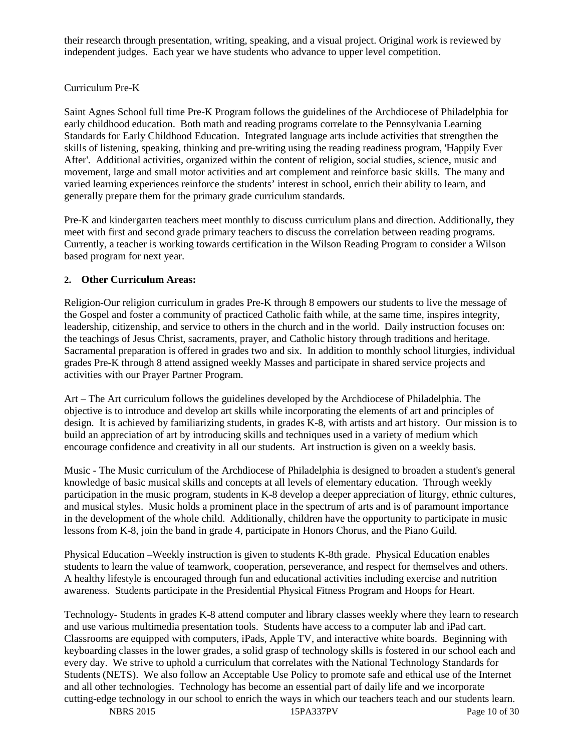their research through presentation, writing, speaking, and a visual project. Original work is reviewed by independent judges. Each year we have students who advance to upper level competition.

Curriculum Pre-K

Saint Agnes School full time Pre-K Program follows the guidelines of the Archdiocese of Philadelphia for early childhood education. Both math and reading programs correlate to the Pennsylvania Learning Standards for Early Childhood Education. Integrated language arts include activities that strengthen the skills of listening, speaking, thinking and pre-writing using the reading readiness program, 'Happily Ever After'. Additional activities, organized within the content of religion, social studies, science, music and movement, large and small motor activities and art complement and reinforce basic skills. The many and varied learning experiences reinforce the students' interest in school, enrich their ability to learn, and generally prepare them for the primary grade curriculum standards.

Pre-K and kindergarten teachers meet monthly to discuss curriculum plans and direction. Additionally, they meet with first and second grade primary teachers to discuss the correlation between reading programs. Currently, a teacher is working towards certification in the Wilson Reading Program to consider a Wilson based program for next year.

**2. Other Curriculum Areas:**

Religion-Our religion curriculum in grades Pre-K through 8 empowers our students to live the message of the Gospel and foster a community of practiced Catholic faith while, at the same time, inspires integrity, leadership, citizenship, and service to others in the church and in the world. Daily instruction focuses on: the teachings of Jesus Christ, sacraments, prayer, and Catholic history through traditions and heritage. Sacramental preparation is offered in grades two and six. In addition to monthly school liturgies, individual grades Pre-K through 8 attend assigned weekly Masses and participate in shared service projects and activities with our Prayer Partner Program.

Art – The Art curriculum follows the guidelines developed by the Archdiocese of Philadelphia. The objective is to introduce and develop art skills while incorporating the elements of art and principles of design. It is achieved by familiarizing students, in grades K-8, with artists and art history. Our mission is to build an appreciation of art by introducing skills and techniques used in a variety of medium which encourage confidence and creativity in all our students. Art instruction is given on a weekly basis.

Music - The Music curriculum of the Archdiocese of Philadelphia is designed to broaden a student's general knowledge of basic musical skills and concepts at all levels of elementary education. Through weekly participation in the music program, students in K-8 develop a deeper appreciation of liturgy, ethnic cultures, and musical styles. Music holds a prominent place in the spectrum of arts and is of paramount importance in the development of the whole child. Additionally, children have the opportunity to participate in music lessons from K-8, join the band in grade 4, participate in Honors Chorus, and the Piano Guild.

Physical Education –Weekly instruction is given to students K-8th grade. Physical Education enables students to learn the value of teamwork, cooperation, perseverance, and respect for themselves and others. A healthy lifestyle is encouraged through fun and educational activities including exercise and nutrition awareness. Students participate in the Presidential Physical Fitness Program and Hoops for Heart.

Technology- Students in grades K-8 attend computer and library classes weekly where they learn to research and use various multimedia presentation tools. Students have access to a computer lab and iPad cart. Classrooms are equipped with computers, iPads, Apple TV, and interactive white boards. Beginning with keyboarding classes in the lower grades, a solid grasp of technology skills is fostered in our school each and every day. We strive to uphold a curriculum that correlates with the National Technology Standards for Students (NETS). We also follow an Acceptable Use Policy to promote safe and ethical use of the Internet and all other technologies. Technology has become an essential part of daily life and we incorporate cutting-edge technology in our school to enrich the ways in which our teachers teach and our students learn.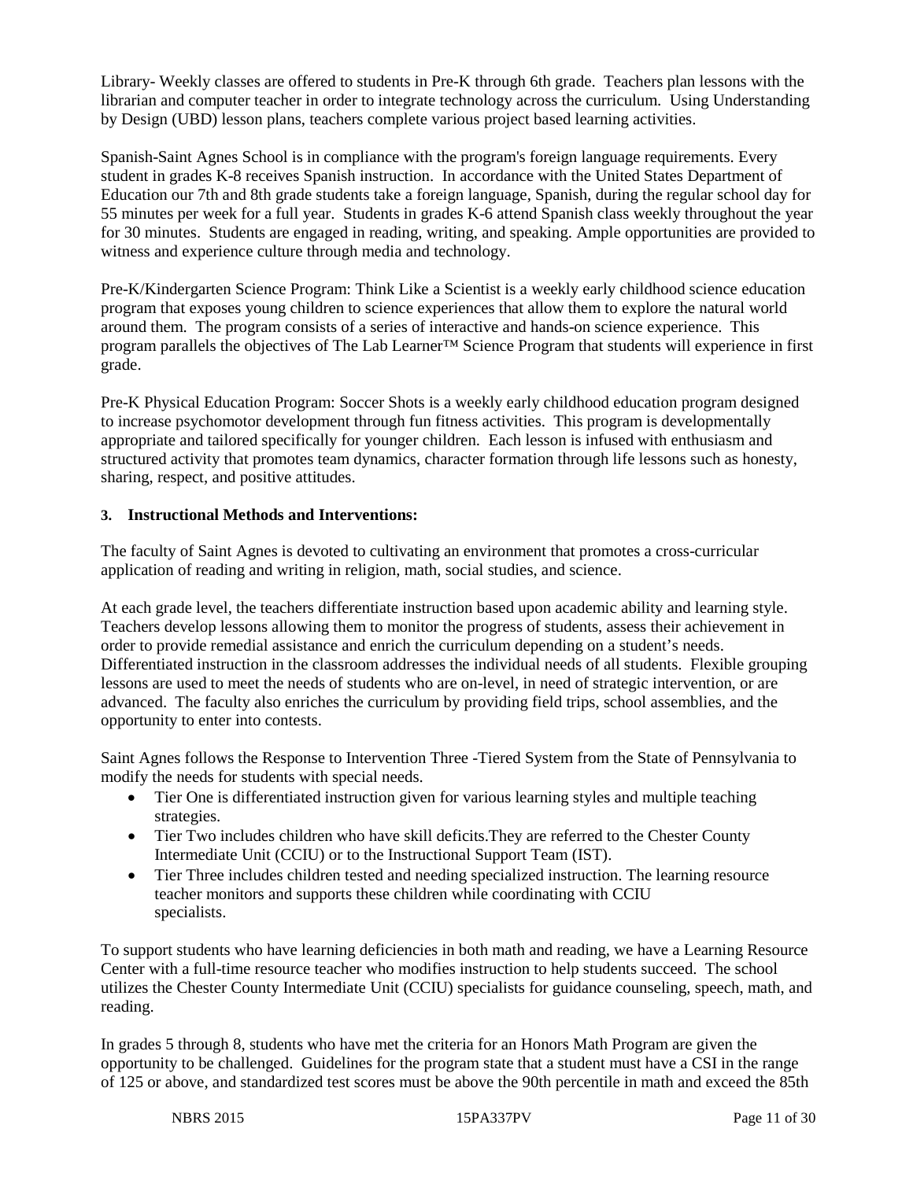Library- Weekly classes are offered to students in Pre-K through 6th grade. Teachers plan lessons with the librarian and computer teacher in order to integrate technology across the curriculum. Using Understanding by Design (UBD) lesson plans, teachers complete various project based learning activities.

Spanish-Saint Agnes School is in compliance with the program's foreign language requirements. Every student in grades K-8 receives Spanish instruction. In accordance with the United States Department of Education our 7th and 8th grade students take a foreign language, Spanish, during the regular school day for 55 minutes per week for a full year. Students in grades K-6 attend Spanish class weekly throughout the year for 30 minutes. Students are engaged in reading, writing, and speaking. Ample opportunities are provided to witness and experience culture through media and technology.

Pre-K/Kindergarten Science Program: Think Like a Scientist is a weekly early childhood science education program that exposes young children to science experiences that allow them to explore the natural world around them. The program consists of a series of interactive and hands-on science experience. This program parallels the objectives of The Lab Learner™ Science Program that students will experience in first grade.

Pre-K Physical Education Program: Soccer Shots is a weekly early childhood education program designed to increase psychomotor development through fun fitness activities. This program is developmentally appropriate and tailored specifically for younger children. Each lesson is infused with enthusiasm and structured activity that promotes team dynamics, character formation through life lessons such as honesty, sharing, respect, and positive attitudes.

**3. Instructional Methods and Interventions:**

The faculty of Saint Agnes is devoted to cultivating an environment that promotes a cross-curricular application of reading and writing in religion, math, social studies, and science.

At each grade level, the teachers differentiate instruction based upon academic ability and learning style. Teachers develop lessons allowing them to monitor the progress of students, assess their achievement in order to provide remedial assistance and enrich the curriculum depending on a student's needs. Differentiated instruction in the classroom addresses the individual needs of all students. Flexible grouping lessons are used to meet the needs of students who are on-level, in need of strategic intervention, or are advanced. The faculty also enriches the curriculum by providing field trips, school assemblies, and the opportunity to enter into contests.

Saint Agnes follows the Response to Intervention Three -Tiered System from the State of Pennsylvania to modify the needs for students with special needs.

- Tier One is differentiated instruction given for various learning styles and multiple teaching strategies.
- Tier Two includes children who have skill deficits.They are referred to the Chester County Intermediate Unit (CCIU) or to the Instructional Support Team (IST).
- Tier Three includes children tested and needing specialized instruction. The learning resource teacher monitors and supports these children while coordinating with CCIU specialists.

To support students who have learning deficiencies in both math and reading, we have a Learning Resource Center with a full-time resource teacher who modifies instruction to help students succeed. The school utilizes the Chester County Intermediate Unit (CCIU) specialists for guidance counseling, speech, math, and reading.

In grades 5 through 8, students who have met the criteria for an Honors Math Program are given the opportunity to be challenged. Guidelines for the program state that a student must have a CSI in the range of 125 or above, and standardized test scores must be above the 90th percentile in math and exceed the 85th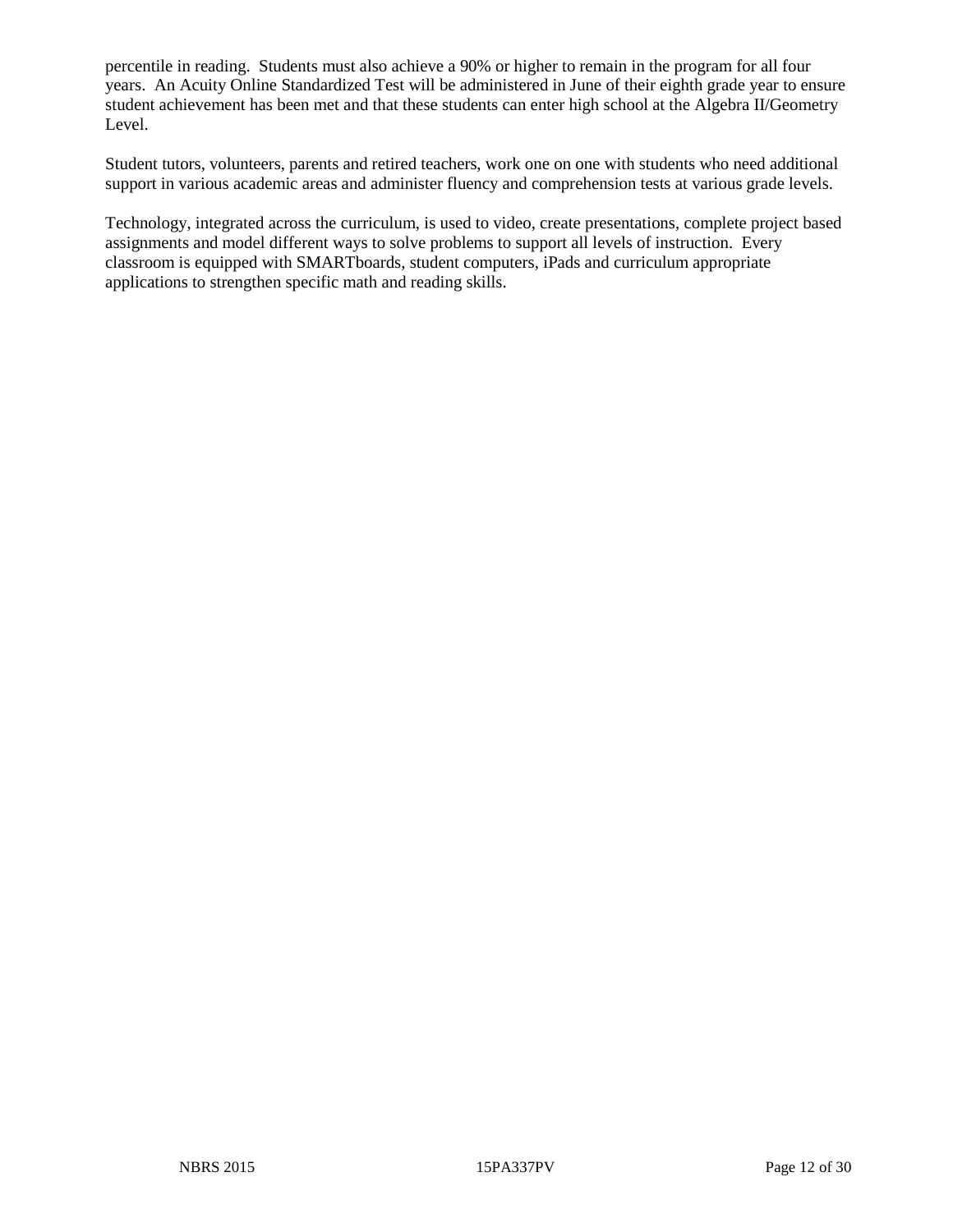percentile in reading. Students must also achieve a 90% or higher to remain in the program for all four years. An Acuity Online Standardized Test will be administered in June of their eighth grade year to ensure student achievement has been met and that these students can enter high school at the Algebra II/Geometry Level.

Student tutors, volunteers, parents and retired teachers, work one on one with students who need additional support in various academic areas and administer fluency and comprehension tests at various grade levels.

Technology, integrated across the curriculum, is used to video, create presentations, complete project based assignments and model different ways to solve problems to support all levels of instruction. Every classroom is equipped with SMARTboards, student computers, iPads and curriculum appropriate applications to strengthen specific math and reading skills.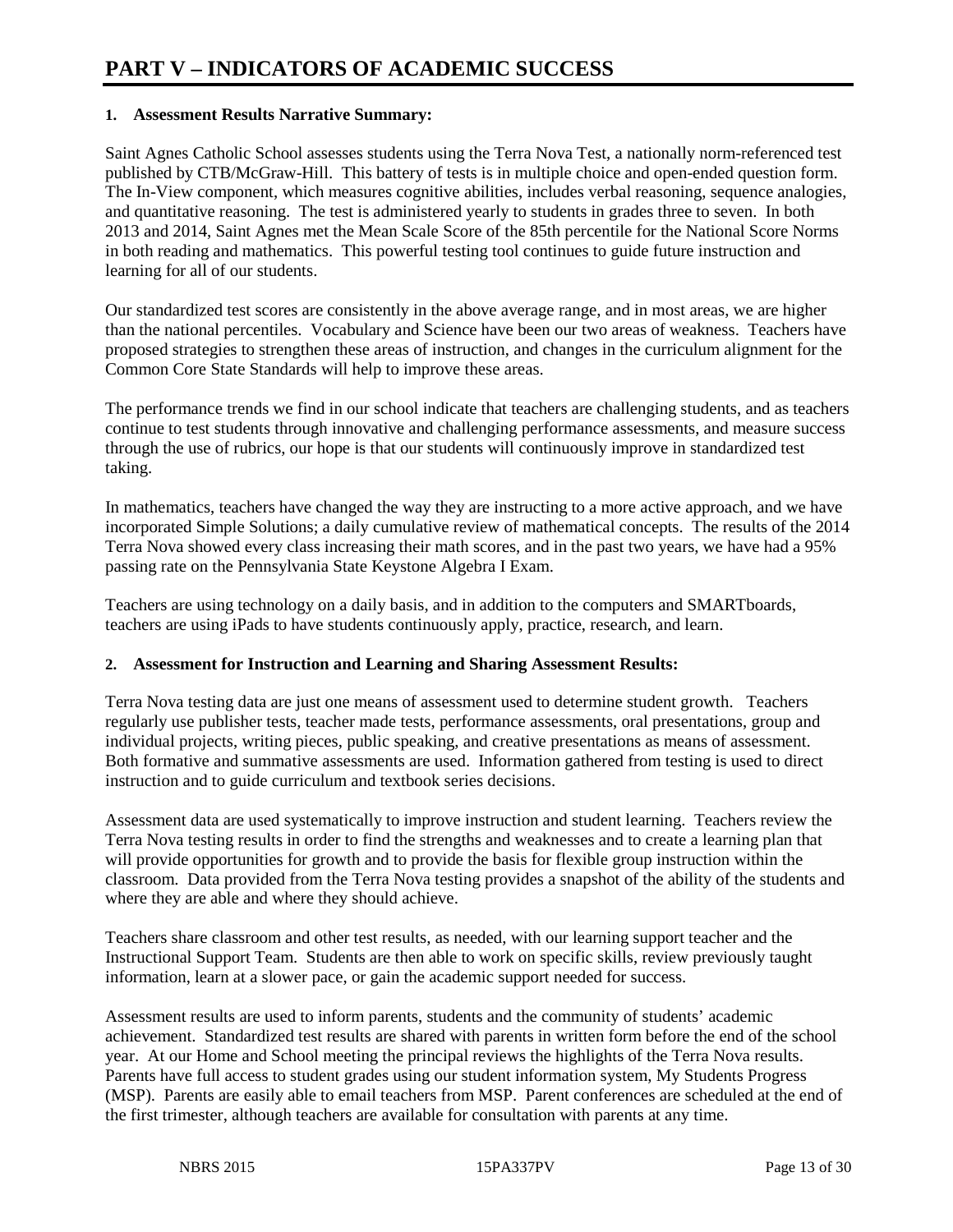# PART V – INDICATORS OF ACADEMIC SUCCESS

### 1. Assessment Results Narrative Summary:

Saint Agnes Catholic School assesses students using the Terra Nova Test, a nationally norm-referenced test published by CTB/McGraw-Hill. This battery of tests is in multiple choice and open-ended question form. The In-View component, which measures cognitive abilities, includes verbal reasoning, sequence analogies, and quantitative reasoning. The test is administered yearly to students in grades three to seven. In both 2013 and 2014, Saint Agnes met the Mean Scale Score of the 85th percentile for the National Score Norms in both reading and mathematics. This powerful testing tool continues to guide future instruction and learning for all of our students.

Our standardized test scores are consistently in the above average range, and in most areas, we are higher than the national percentiles. Vocabulary and Science have been our two areas of weakness. Teachers have proposed strategies to strengthen these areas of instruction, and changes in the curriculum alignment for the Common Core State Standards will help to improve these areas.

The performance trends we find in our school indicate that teachers are challenging students, and as teachers continue to test students through innovative and challenging performance assessments, and measure success through the use of rubrics, our hope is that our students will continuously improve in standardized test taking.

In mathematics, teachers have changed the way they are instructing to a more active approach, and we have incorporated Simple Solutions; a daily cumulative review of mathematical concepts. The results of the 2014 Terra Nova showed every class increasing their math scores, and in the past two years, we have had a 95% passing rate on the Pennsylvania State Keystone Algebra I Exam.

Teachers are using technology on a daily basis, and in addition to the computers and SMARTboards, teachers are using iPads to have students continuously apply, practice, research, and learn.

### 2. Assessment for Instruction and Learning and Sharing Assessment Results:

Terra Nova testing data are just one means of assessment used to determine student growth. Teachers regularly use publisher tests, teacher made tests, performance assessments, oral presentations, group and individual projects, writing pieces, public speaking, and creative presentations as means of assessment. Both formative and summative assessments are used. Information gathered from testing is used to direct instruction and to guide curriculum and textbook series decisions.

Assessment data are used systematically to improve instruction and student learning. Teachers review the Terra Nova testing results in order to find the strengths and weaknesses and to create a learning plan that will provide opportunities for growth and to provide the basis for flexible group instruction within the classroom. Data provided from the Terra Nova testing provides a snapshot of the ability of the students and where they are able and where they should achieve.

Teachers share classroom and other test results, as needed, with our learning support teacher and the Instructional Support Team. Students are then able to work on specific skills, review previously taught information, learn at a slower pace, or gain the academic support needed for success.

Assessment results are used to inform parents, students and the community of students' academic achievement. Standardized test results are shared with parents in written form before the end of the school year. At our Home and School meeting the principal reviews the highlights of the Terra Nova results. Parents have full access to student grades using our student information system, My Students Progress (MSP). Parents are easily able to email teachers from MSP. Parent conferences are scheduled at the end of the first trimester, although teachers are available for consultation with parents at any time.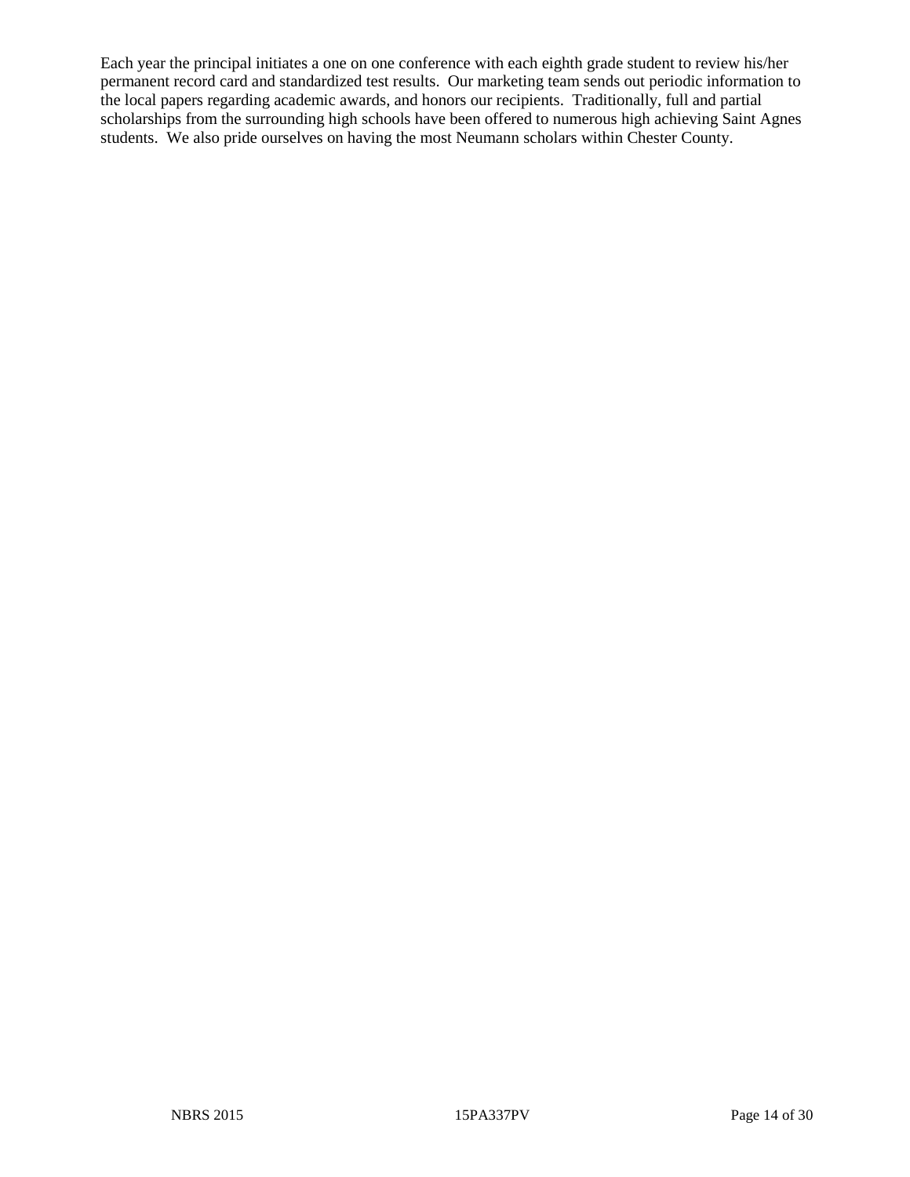Each year the principal initiates a one on one conference with each eighth grade student to review his/her permanent record card and standardized test results. Our marketing team sends out periodic information to the local papers regarding academic awards, and honors our recipients. Traditionally, full and partial scholarships from the surrounding high schools have been offered to numerous high achieving Saint Agnes students. We also pride ourselves on having the most Neumann scholars within Chester County.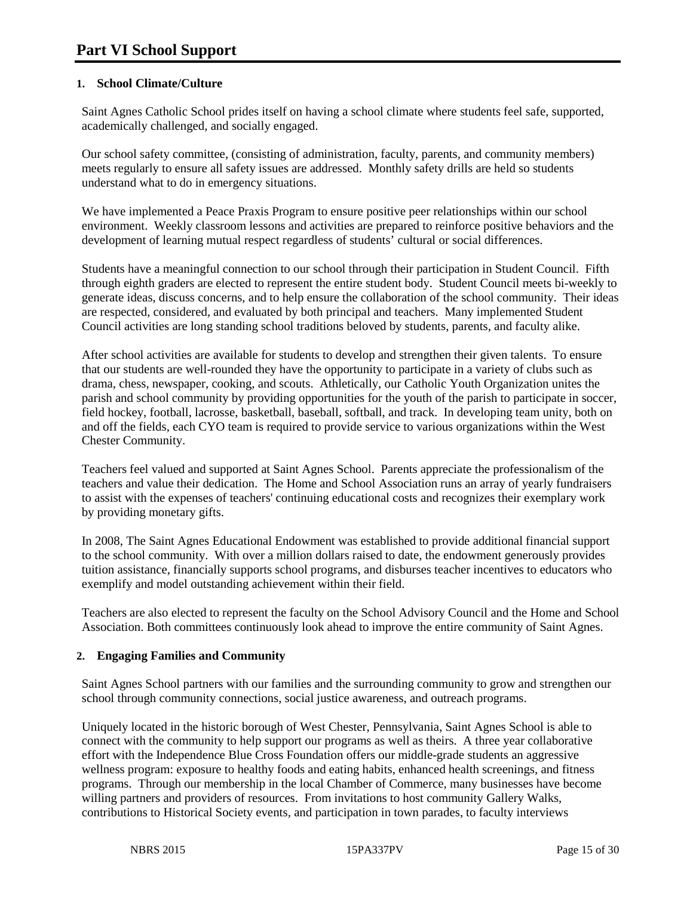# Part VI School Support

## 1. School Climate/Culture

Saint Agnes Catholic School prides itself on having a school climate where students feel safe, supported, academically challenged, and socially engaged.

Our school safety committee, (consisting of administration, faculty, parents, and community members) meets regularly to ensure all safety issues are addressed. Monthly safety drills are held so students understand what to do in emergency situations.

We have implemented a Peace Praxis Program to ensure positive peer relationships within our school environment. Weekly classroom lessons and activities are prepared to reinforce positive behaviors and the development of learning mutual respect regardless of students' cultural or social differences.

Students have a meaningful connection to our school through their participation in Student Council. Fifth through eighth graders are elected to represent the entire student body. Student Council meets bi-weekly to generate ideas, discuss concerns, and to help ensure the collaboration of the school community. Their ideas are respected, considered, and evaluated by both principal and teachers. Many implemented Student Council activities are long standing school traditions beloved by students, parents, and faculty alike.

After school activities are available for students to develop and strengthen their given talents. To ensure that our students are well-rounded they have the opportunity to participate in a variety of clubs such as drama, chess, newspaper, cooking, and scouts. Athletically, our Catholic Youth Organization unites the parish and school community by providing opportunities for the youth of the parish to participate in soccer, field hockey, football, lacrosse, basketball, baseball, softball, and track. In developing team unity, both on and off the fields, each CYO team is required to provide service to various organizations within the West Chester Community.

Teachers feel valued and supported at Saint Agnes School. Parents appreciate the professionalism of the teachers and value their dedication. The Home and School Association runs an array of yearly fundraisers to assist with the expenses of teachers' continuing educational costs and recognizes their exemplary work by providing monetary gifts.

In 2008, The Saint Agnes Educational Endowment was established to provide additional financial support to the school community. With over a million dollars raised to date, the endowment generously provides tuition assistance, financially supports school programs, and disburses teacher incentives to educators who exemplify and model outstanding achievement within their field.

Teachers are also elected to represent the faculty on the School Advisory Council and the Home and School Association. Both committees continuously look ahead to improve the entire community of Saint Agnes.

## 2. Engaging Families and Community

Saint Agnes School partners with our families and the surrounding community to grow and strengthen our school through community connections, social justice awareness, and outreach programs.

Uniquely located in the historic borough of West Chester, Pennsylvania, Saint Agnes School is able to connect with the community to help support our programs as well as theirs. A three year collaborative effort with the Independence Blue Cross Foundation offers our middle-grade students an aggressive wellness program: exposure to healthy foods and eating habits, enhanced health screenings, and fitness programs. Through our membership in the local Chamber of Commerce, many businesses have become willing partners and providers of resources. From invitations to host community Gallery Walks, contributions to Historical Society events, and participation in town parades, to faculty interviews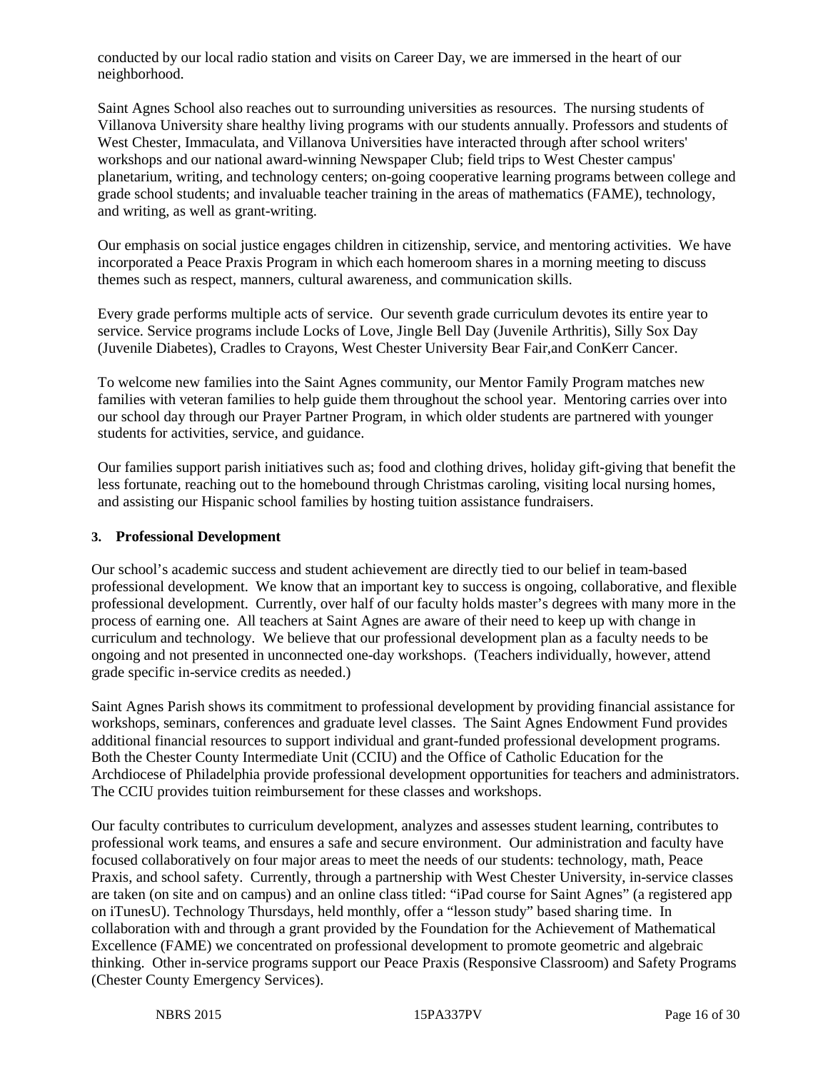conducted by our local radio station and visits on Career Day, we are immersed in the heart of our neighborhood.

Saint Agnes School also reaches out to surrounding universities as resources. The nursing students of Villanova University share healthy living programs with our students annually. Professors and students of West Chester, Immaculata, and Villanova Universities have interacted through after school writers' workshops and our national award-winning Newspaper Club; field trips to West Chester campus' planetarium, writing, and technology centers; on-going cooperative learning programs between college and grade school students; and invaluable teacher training in the areas of mathematics (FAME), technology, and writing, as well as grant-writing.

Our emphasis on social justice engages children in citizenship, service, and mentoring activities. We have incorporated a Peace Praxis Program in which each homeroom shares in a morning meeting to discuss themes such as respect, manners, cultural awareness, and communication skills.

Every grade performs multiple acts of service. Our seventh grade curriculum devotes its entire year to service. Service programs include Locks of Love, Jingle Bell Day (Juvenile Arthritis), Silly Sox Day (Juvenile Diabetes), Cradles to Crayons, West Chester University Bear Fair,and ConKerr Cancer.

To welcome new families into the Saint Agnes community, our Mentor Family Program matches new families with veteran families to help guide them throughout the school year. Mentoring carries over into our school day through our Prayer Partner Program, in which older students are partnered with younger students for activities, service, and guidance.

Our families support parish initiatives such as; food and clothing drives, holiday gift-giving that benefit the less fortunate, reaching out to the homebound through Christmas caroling, visiting local nursing homes, and assisting our Hispanic school families by hosting tuition assistance fundraisers.

### 3. Professional Development

Our school's academic success and student achievement are directly tied to our belief in team-based professional development. We know that an important key to success is ongoing, collaborative, and flexible professional development. Currently, over half of our faculty holds master's degrees with many more in the process of earning one. All teachers at Saint Agnes are aware of their need to keep up with change in curriculum and technology. We believe that our professional development plan as a faculty needs to be ongoing and not presented in unconnected one-day workshops. (Teachers individually, however, attend grade specific in-service credits as needed.)

Saint Agnes Parish shows its commitment to professional development by providing financial assistance for workshops, seminars, conferences and graduate level classes. The Saint Agnes Endowment Fund provides additional financial resources to support individual and grant-funded professional development programs. Both the Chester County Intermediate Unit (CCIU) and the Office of Catholic Education for the Archdiocese of Philadelphia provide professional development opportunities for teachers and administrators. The CCIU provides tuition reimbursement for these classes and workshops.

Our faculty contributes to curriculum development, analyzes and assesses student learning, contributes to professional work teams, and ensures a safe and secure environment. Our administration and faculty have focused collaboratively on four major areas to meet the needs of our students: technology, math, Peace Praxis, and school safety. Currently, through a partnership with West Chester University, in-service classes are taken (on site and on campus) and an online class titled: "iPad course for Saint Agnes" (a registered app on iTunesU). Technology Thursdays, held monthly, offer a "lesson study" based sharing time. In collaboration with and through a grant provided by the Foundation for the Achievement of Mathematical Excellence (FAME) we concentrated on professional development to promote geometric and algebraic thinking. Other in-service programs support our Peace Praxis (Responsive Classroom) and Safety Programs (Chester County Emergency Services).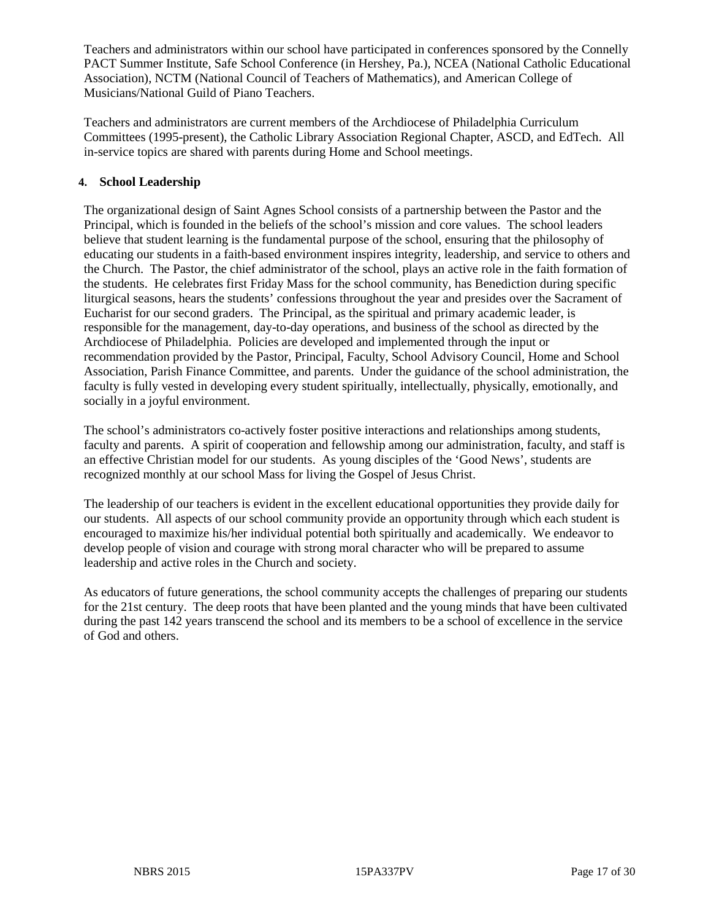Teachers and administrators within our school have participated in conferences sponsored by the Connelly PACT Summer Institute, Safe School Conference (in Hershey, Pa.), NCEA (National Catholic Educational Association), NCTM (National Council of Teachers of Mathematics), and American College of Musicians/National Guild of Piano Teachers.

Teachers and administrators are current members of the Archdiocese of Philadelphia Curriculum Committees (1995-present), the Catholic Library Association Regional Chapter, ASCD, and EdTech. All in-service topics are shared with parents during Home and School meetings.

**4. School Leadership**

The organizational design of Saint Agnes School consists of a partnership between the Pastor and the Principal, which is founded in the beliefs of the school's mission and core values. The school leaders believe that student learning is the fundamental purpose of the school, ensuring that the philosophy of educating our students in a faith-based environment inspires integrity, leadership, and service to others and the Church. The Pastor, the chief administrator of the school, plays an active role in the faith formation of the students. He celebrates first Friday Mass for the school community, has Benediction during specific liturgical seasons, hears the students' confessions throughout the year and presides over the Sacrament of Eucharist for our second graders. The Principal, as the spiritual and primary academic leader, is responsible for the management, day-to-day operations, and business of the school as directed by the Archdiocese of Philadelphia. Policies are developed and implemented through the input or recommendation provided by the Pastor, Principal, Faculty, School Advisory Council, Home and School Association, Parish Finance Committee, and parents. Under the guidance of the school administration, the faculty is fully vested in developing every student spiritually, intellectually, physically, emotionally, and socially in a joyful environment.

The school's administrators co-actively foster positive interactions and relationships among students, faculty and parents. A spirit of cooperation and fellowship among our administration, faculty, and staff is an effective Christian model for our students. As young disciples of the 'Good News', students are recognized monthly at our school Mass for living the Gospel of Jesus Christ.

The leadership of our teachers is evident in the excellent educational opportunities they provide daily for our students. All aspects of our school community provide an opportunity through which each student is encouraged to maximize his/her individual potential both spiritually and academically. We endeavor to develop people of vision and courage with strong moral character who will be prepared to assume leadership and active roles in the Church and society.

As educators of future generations, the school community accepts the challenges of preparing our students for the 21st century. The deep roots that have been planted and the young minds that have been cultivated during the past 142 years transcend the school and its members to be a school of excellence in the service of God and others.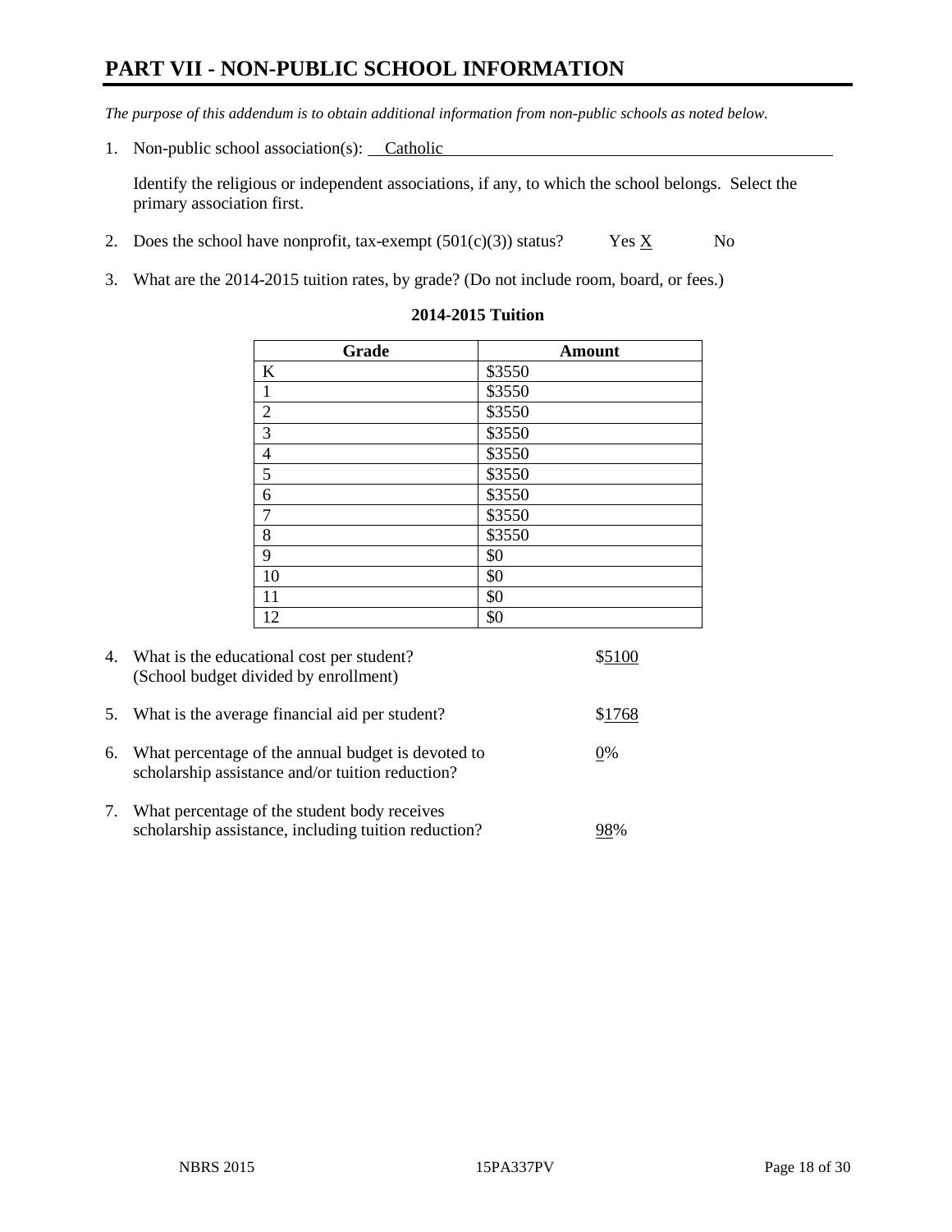# PART VII - NON-PUBLIC SCHOOL INFORMATION

*The purpose of this addendum is to obtain additional information from non-public schools as noted below.*

1. Non-public school association(s): Catholic

   Identify the religious or independent associations, if any, to which the school belongs. Select the primary association first.

2. Does the school have nonprofit, tax-exempt (501(c)(3)) status? Yes X No

3. What are the 2014-2015 tuition rates, by grade? (Do not include room, board, or fees.)

**2014-2015 Tuition**

| Grade | Amount |
|---|---|
| K | $3550 |
| 1 | $3550 |
| 2 | $3550 |
| 3 | $3550 |
| 4 | $3550 |
| 5 | $3550 |
| 6 | $3550 |
| 7 | $3550 |
| 8 | $3550 |
| 9 | $0 |
| 10 | $0 |
| 11 | $0 |
| 12 | $0 |

4. What is the educational cost per student? (School budget divided by enrollment) $5100

5. What is the average financial aid per student? $1768

6. What percentage of the annual budget is devoted to scholarship assistance and/or tuition reduction? 0%

7. What percentage of the student body receives scholarship assistance, including tuition reduction? 98%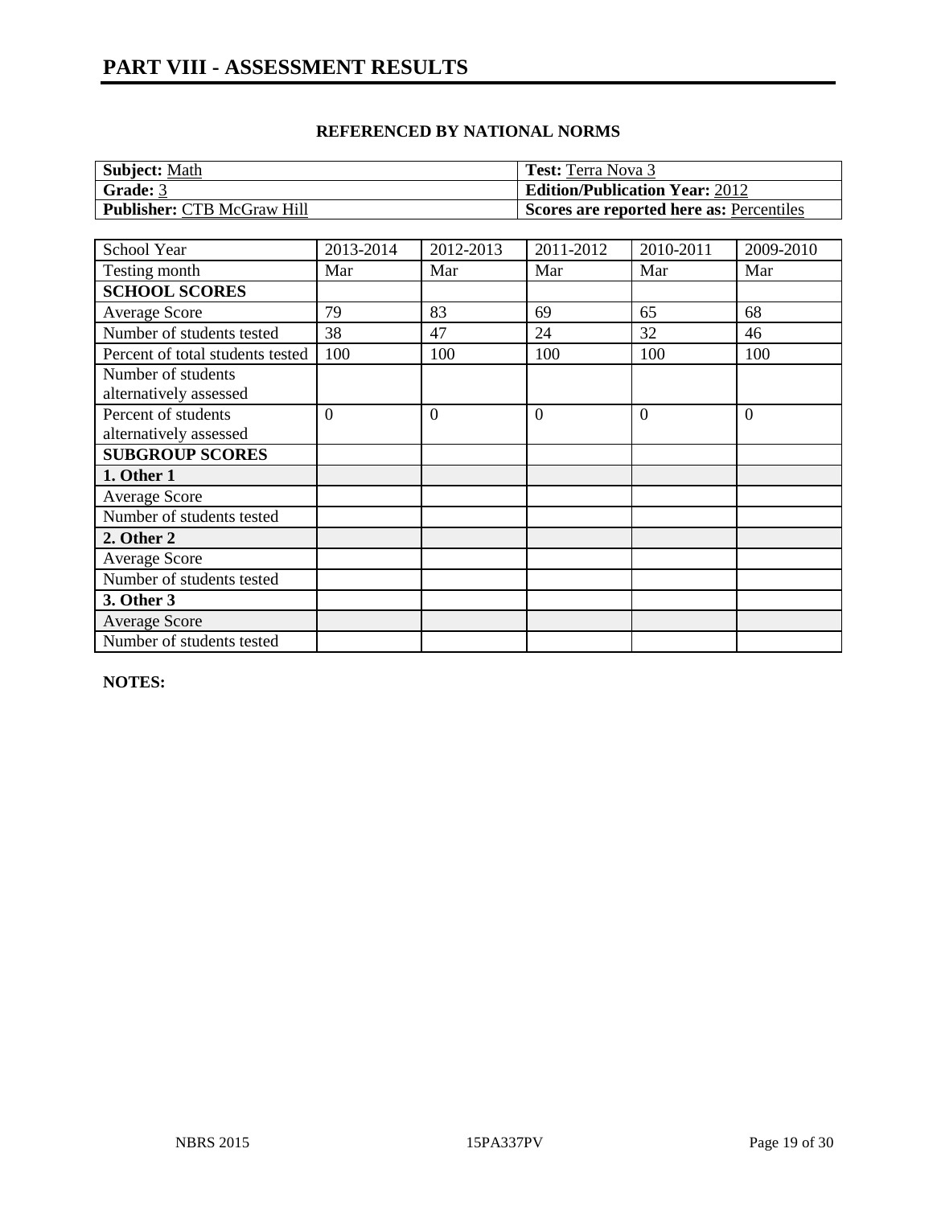# PART VIII - ASSESSMENT RESULTS

## REFERENCED BY NATIONAL NORMS

| **Subject:** Math | **Test:** Terra Nova 3 |
|---|---|
| **Grade:** 3 | **Edition/Publication Year:** 2012 |
| **Publisher:** CTB McGraw Hill | **Scores are reported here as:** Percentiles |

| School Year | 2013-2014 | 2012-2013 | 2011-2012 | 2010-2011 | 2009-2010 |
|---|---|---|---|---|---|
| Testing month | Mar | Mar | Mar | Mar | Mar |
| **SCHOOL SCORES** | | | | | |
| Average Score | 79 | 83 | 69 | 65 | 68 |
| Number of students tested | 38 | 47 | 24 | 32 | 46 |
| Percent of total students tested | 100 | 100 | 100 | 100 | 100 |
| Number of students alternatively assessed | | | | | |
| Percent of students alternatively assessed | 0 | 0 | 0 | 0 | 0 |
| **SUBGROUP SCORES** | | | | | |
| **1. Other 1** | | | | | |
| Average Score | | | | | |
| Number of students tested | | | | | |
| **2. Other 2** | | | | | |
| Average Score | | | | | |
| Number of students tested | | | | | |
| **3. Other 3** | | | | | |
| Average Score | | | | | |
| Number of students tested | | | | | |

**NOTES:**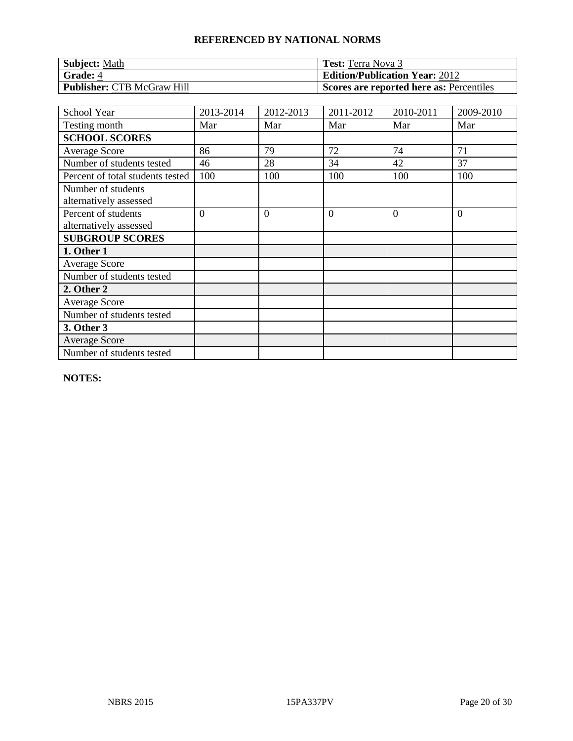**REFERENCED BY NATIONAL NORMS**

| **Subject:** Math | **Test:** Terra Nova 3 |
|---|---|
| **Grade:** 4 | **Edition/Publication Year:** 2012 |
| **Publisher:** CTB McGraw Hill | **Scores are reported here as:** Percentiles |

| School Year | 2013-2014 | 2012-2013 | 2011-2012 | 2010-2011 | 2009-2010 |
|---|---|---|---|---|---|
| Testing month | Mar | Mar | Mar | Mar | Mar |
| **SCHOOL SCORES** | | | | | |
| Average Score | 86 | 79 | 72 | 74 | 71 |
| Number of students tested | 46 | 28 | 34 | 42 | 37 |
| Percent of total students tested | 100 | 100 | 100 | 100 | 100 |
| Number of students alternatively assessed | | | | | |
| Percent of students alternatively assessed | 0 | 0 | 0 | 0 | 0 |
| **SUBGROUP SCORES** | | | | | |
| **1. Other 1** | | | | | |
| Average Score | | | | | |
| Number of students tested | | | | | |
| **2. Other 2** | | | | | |
| Average Score | | | | | |
| Number of students tested | | | | | |
| **3. Other 3** | | | | | |
| Average Score | | | | | |
| Number of students tested | | | | | |

**NOTES:**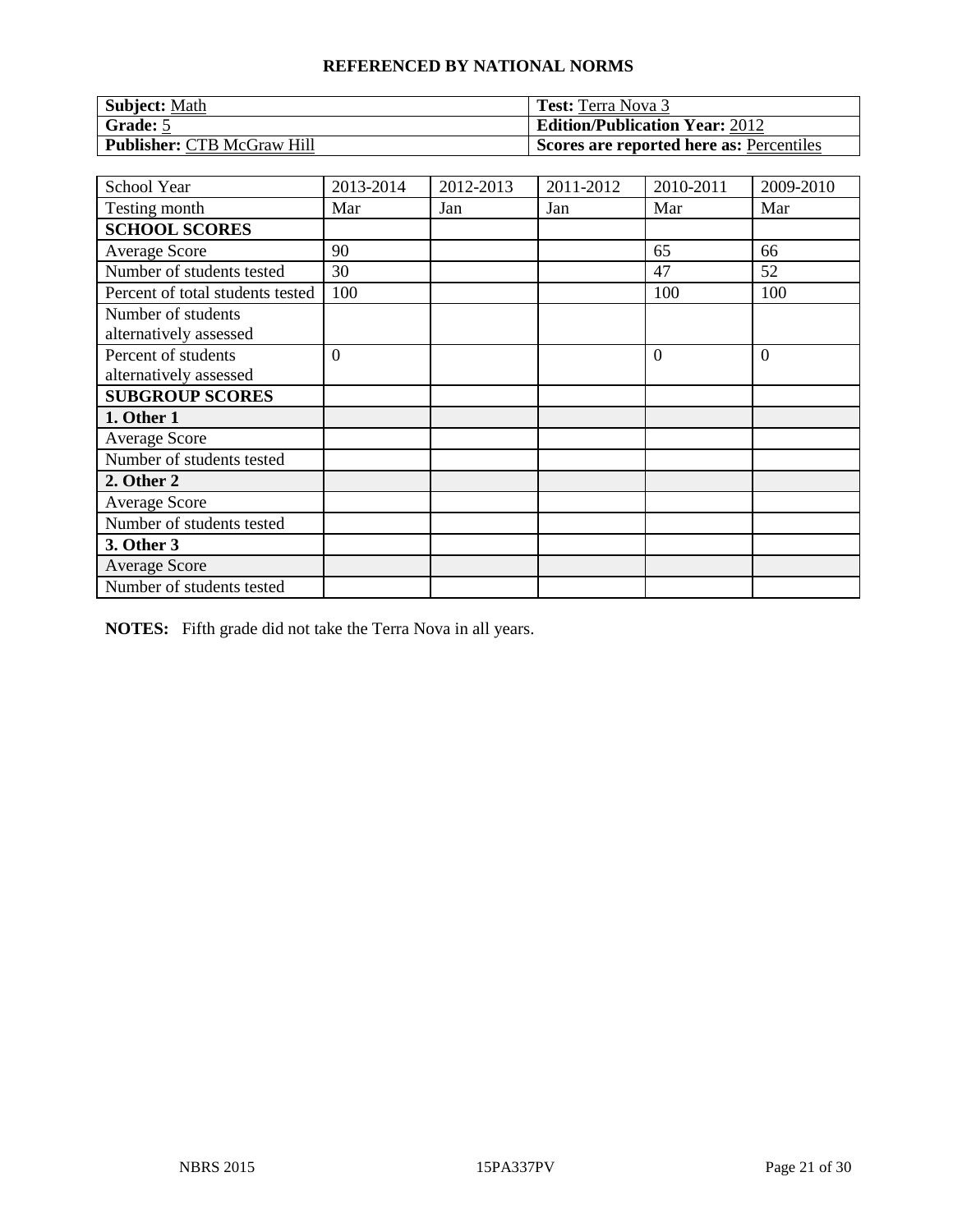**REFERENCED BY NATIONAL NORMS**

| **Subject:** Math | **Test:** Terra Nova 3 |
|---|---|
| **Grade:** 5 | **Edition/Publication Year:** 2012 |
| **Publisher:** CTB McGraw Hill | **Scores are reported here as:** Percentiles |

| School Year | 2013-2014 | 2012-2013 | 2011-2012 | 2010-2011 | 2009-2010 |
|---|---|---|---|---|---|
| Testing month | Mar | Jan | Jan | Mar | Mar |
| **SCHOOL SCORES** | | | | | |
| Average Score | 90 | | | 65 | 66 |
| Number of students tested | 30 | | | 47 | 52 |
| Percent of total students tested | 100 | | | 100 | 100 |
| Number of students alternatively assessed | | | | | |
| Percent of students alternatively assessed | 0 | | | 0 | 0 |
| **SUBGROUP SCORES** | | | | | |
| **1. Other 1** | | | | | |
| Average Score | | | | | |
| Number of students tested | | | | | |
| **2. Other 2** | | | | | |
| Average Score | | | | | |
| Number of students tested | | | | | |
| **3. Other 3** | | | | | |
| Average Score | | | | | |
| Number of students tested | | | | | |

**NOTES:** Fifth grade did not take the Terra Nova in all years.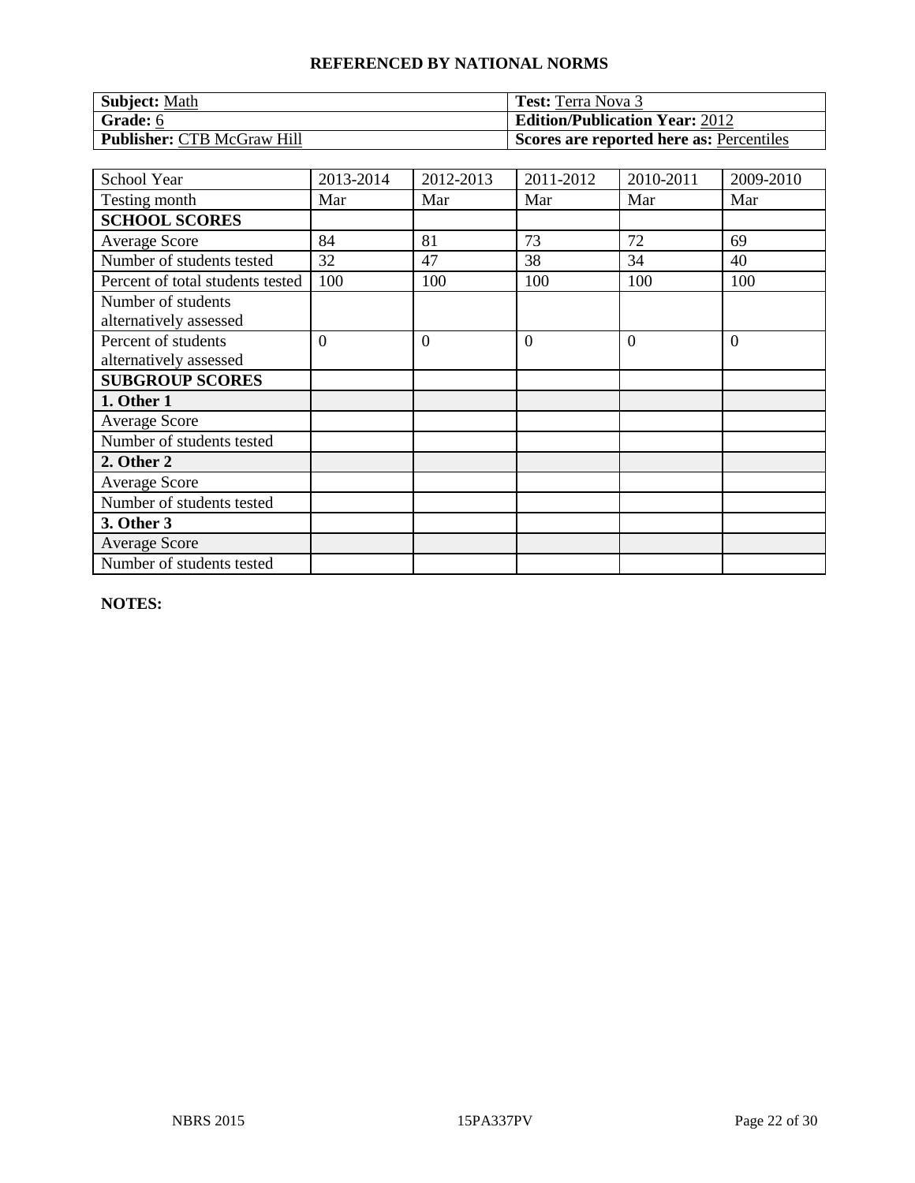## REFERENCED BY NATIONAL NORMS

| **Subject:** Math | **Test:** Terra Nova 3 |
|---|---|
| **Grade:** 6 | **Edition/Publication Year:** 2012 |
| **Publisher:** CTB McGraw Hill | **Scores are reported here as:** Percentiles |

| School Year | 2013-2014 | 2012-2013 | 2011-2012 | 2010-2011 | 2009-2010 |
|---|---|---|---|---|---|
| Testing month | Mar | Mar | Mar | Mar | Mar |
| **SCHOOL SCORES** | | | | | |
| Average Score | 84 | 81 | 73 | 72 | 69 |
| Number of students tested | 32 | 47 | 38 | 34 | 40 |
| Percent of total students tested | 100 | 100 | 100 | 100 | 100 |
| Number of students alternatively assessed | | | | | |
| Percent of students alternatively assessed | 0 | 0 | 0 | 0 | 0 |
| **SUBGROUP SCORES** | | | | | |
| **1. Other 1** | | | | | |
| Average Score | | | | | |
| Number of students tested | | | | | |
| **2. Other 2** | | | | | |
| Average Score | | | | | |
| Number of students tested | | | | | |
| **3. Other 3** | | | | | |
| Average Score | | | | | |
| Number of students tested | | | | | |

**NOTES:**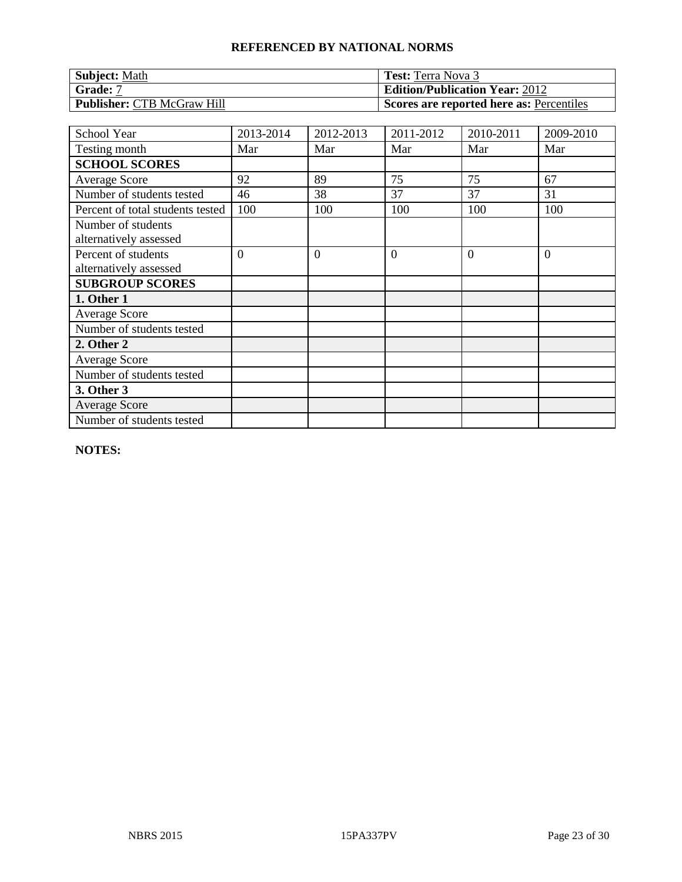## REFERENCED BY NATIONAL NORMS

| **Subject:** Math | **Test:** Terra Nova 3 |
| --- | --- |
| **Grade:** 7 | **Edition/Publication Year:** 2012 |
| **Publisher:** CTB McGraw Hill | **Scores are reported here as:** Percentiles |

| School Year | 2013-2014 | 2012-2013 | 2011-2012 | 2010-2011 | 2009-2010 |
| --- | --- | --- | --- | --- | --- |
| Testing month | Mar | Mar | Mar | Mar | Mar |
| **SCHOOL SCORES** | | | | | |
| Average Score | 92 | 89 | 75 | 75 | 67 |
| Number of students tested | 46 | 38 | 37 | 37 | 31 |
| Percent of total students tested | 100 | 100 | 100 | 100 | 100 |
| Number of students alternatively assessed | | | | | |
| Percent of students alternatively assessed | 0 | 0 | 0 | 0 | 0 |
| **SUBGROUP SCORES** | | | | | |
| **1. Other 1** | | | | | |
| Average Score | | | | | |
| Number of students tested | | | | | |
| **2. Other 2** | | | | | |
| Average Score | | | | | |
| Number of students tested | | | | | |
| **3. Other 3** | | | | | |
| Average Score | | | | | |
| Number of students tested | | | | | |

**NOTES:**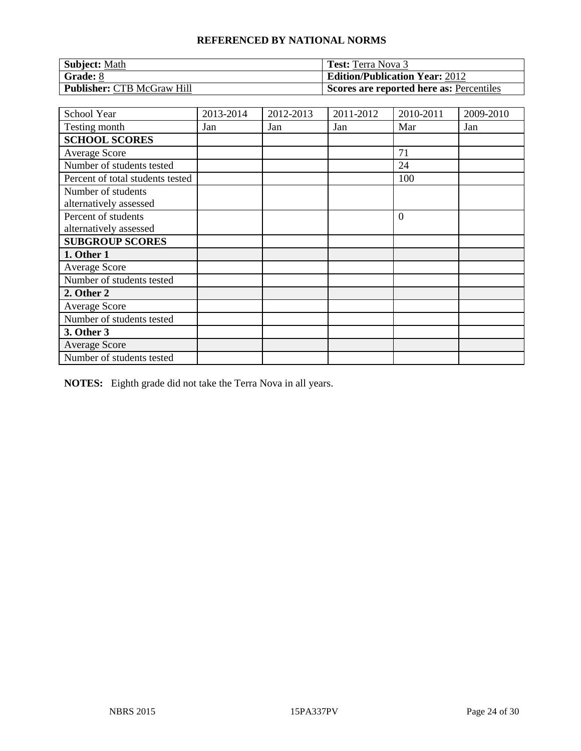**REFERENCED BY NATIONAL NORMS**

| **Subject:** Math | **Test:** Terra Nova 3 |
|---|---|
| **Grade:** 8 | **Edition/Publication Year:** 2012 |
| **Publisher:** CTB McGraw Hill | **Scores are reported here as:** Percentiles |

| School Year | 2013-2014 | 2012-2013 | 2011-2012 | 2010-2011 | 2009-2010 |
|---|---|---|---|---|---|
| Testing month | Jan | Jan | Jan | Mar | Jan |
| **SCHOOL SCORES** | | | | | |
| Average Score | | | | 71 | |
| Number of students tested | | | | 24 | |
| Percent of total students tested | | | | 100 | |
| Number of students alternatively assessed | | | | | |
| Percent of students alternatively assessed | | | | 0 | |
| **SUBGROUP SCORES** | | | | | |
| **1. Other 1** | | | | | |
| Average Score | | | | | |
| Number of students tested | | | | | |
| **2. Other 2** | | | | | |
| Average Score | | | | | |
| Number of students tested | | | | | |
| **3. Other 3** | | | | | |
| Average Score | | | | | |
| Number of students tested | | | | | |

**NOTES:** Eighth grade did not take the Terra Nova in all years.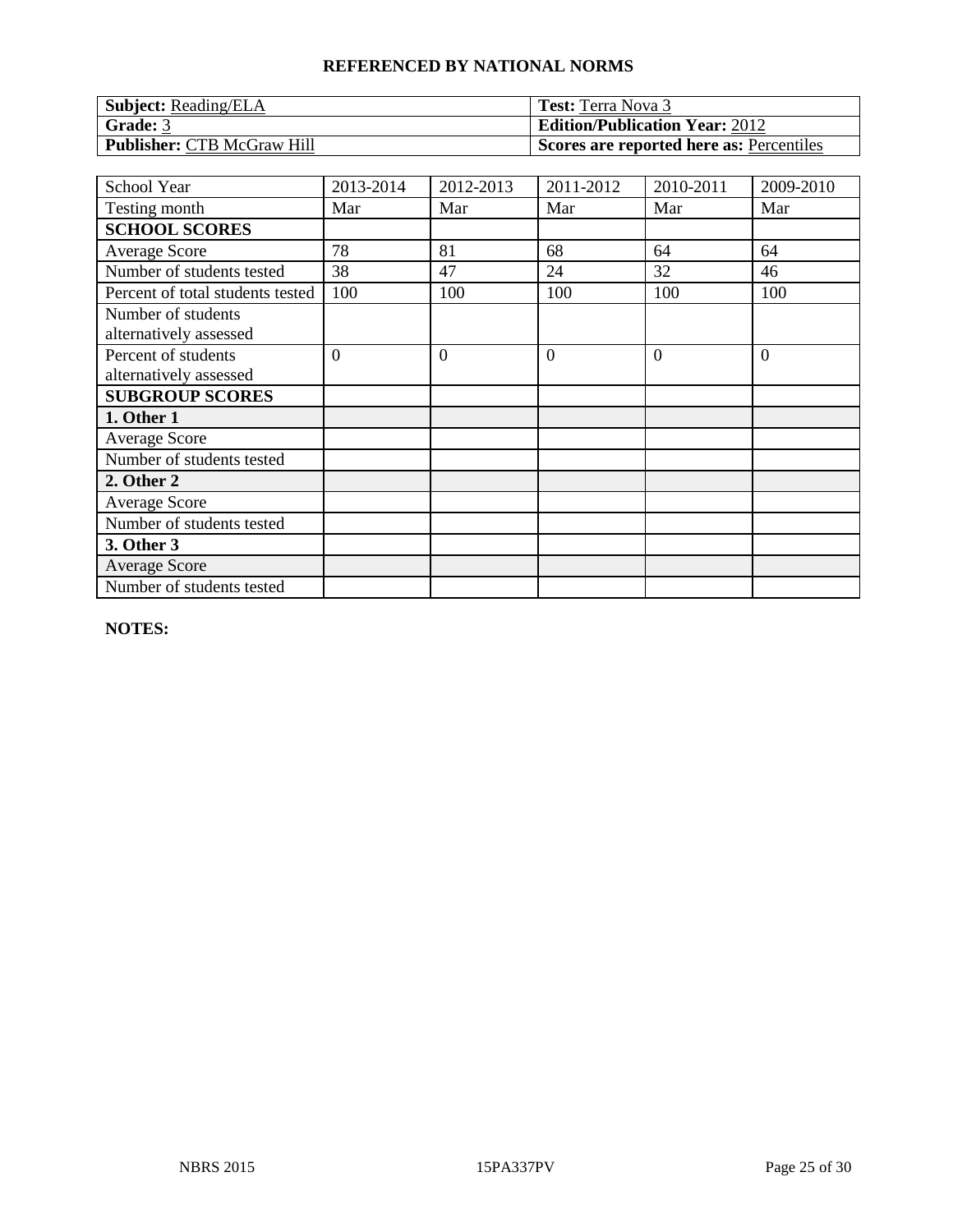# REFERENCED BY NATIONAL NORMS

| **Subject:** Reading/ELA | **Test:** Terra Nova 3 |
| --- | --- |
| **Grade:** 3 | **Edition/Publication Year:** 2012 |
| **Publisher:** CTB McGraw Hill | **Scores are reported here as:** Percentiles |

| School Year | 2013-2014 | 2012-2013 | 2011-2012 | 2010-2011 | 2009-2010 |
| --- | --- | --- | --- | --- | --- |
| Testing month | Mar | Mar | Mar | Mar | Mar |
| **SCHOOL SCORES** | | | | | |
| Average Score | 78 | 81 | 68 | 64 | 64 |
| Number of students tested | 38 | 47 | 24 | 32 | 46 |
| Percent of total students tested | 100 | 100 | 100 | 100 | 100 |
| Number of students alternatively assessed | | | | | |
| Percent of students alternatively assessed | 0 | 0 | 0 | 0 | 0 |
| **SUBGROUP SCORES** | | | | | |
| **1. Other 1** | | | | | |
| Average Score | | | | | |
| Number of students tested | | | | | |
| **2. Other 2** | | | | | |
| Average Score | | | | | |
| Number of students tested | | | | | |
| **3. Other 3** | | | | | |
| Average Score | | | | | |
| Number of students tested | | | | | |

**NOTES:**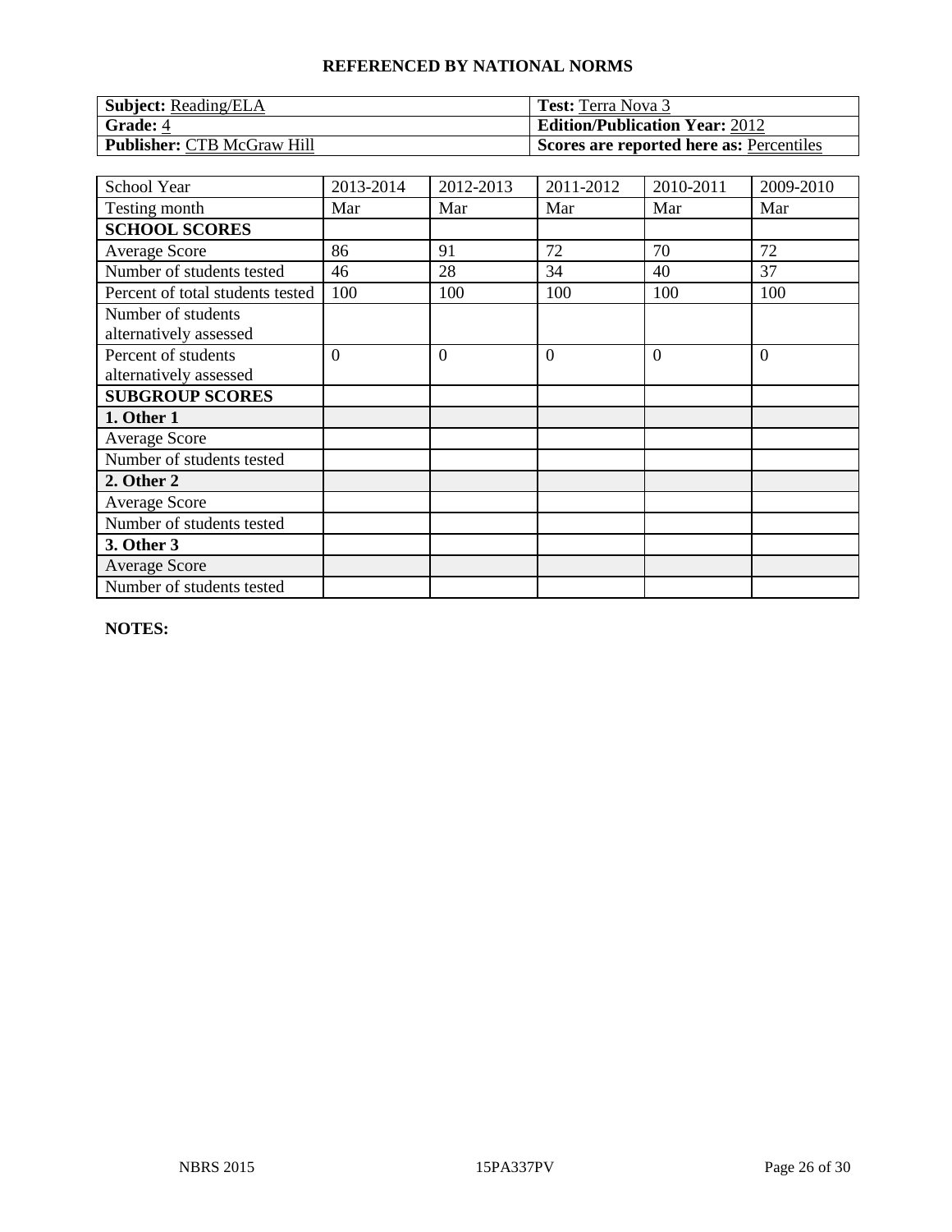## REFERENCED BY NATIONAL NORMS

| **Subject:** Reading/ELA | **Test:** Terra Nova 3 |
|---|---|
| **Grade:** 4 | **Edition/Publication Year:** 2012 |
| **Publisher:** CTB McGraw Hill | **Scores are reported here as:** Percentiles |

| School Year | 2013-2014 | 2012-2013 | 2011-2012 | 2010-2011 | 2009-2010 |
|---|---|---|---|---|---|
| Testing month | Mar | Mar | Mar | Mar | Mar |
| **SCHOOL SCORES** | | | | | |
| Average Score | 86 | 91 | 72 | 70 | 72 |
| Number of students tested | 46 | 28 | 34 | 40 | 37 |
| Percent of total students tested | 100 | 100 | 100 | 100 | 100 |
| Number of students alternatively assessed | | | | | |
| Percent of students alternatively assessed | 0 | 0 | 0 | 0 | 0 |
| **SUBGROUP SCORES** | | | | | |
| **1. Other 1** | | | | | |
| Average Score | | | | | |
| Number of students tested | | | | | |
| **2. Other 2** | | | | | |
| Average Score | | | | | |
| Number of students tested | | | | | |
| **3. Other 3** | | | | | |
| Average Score | | | | | |
| Number of students tested | | | | | |

**NOTES:**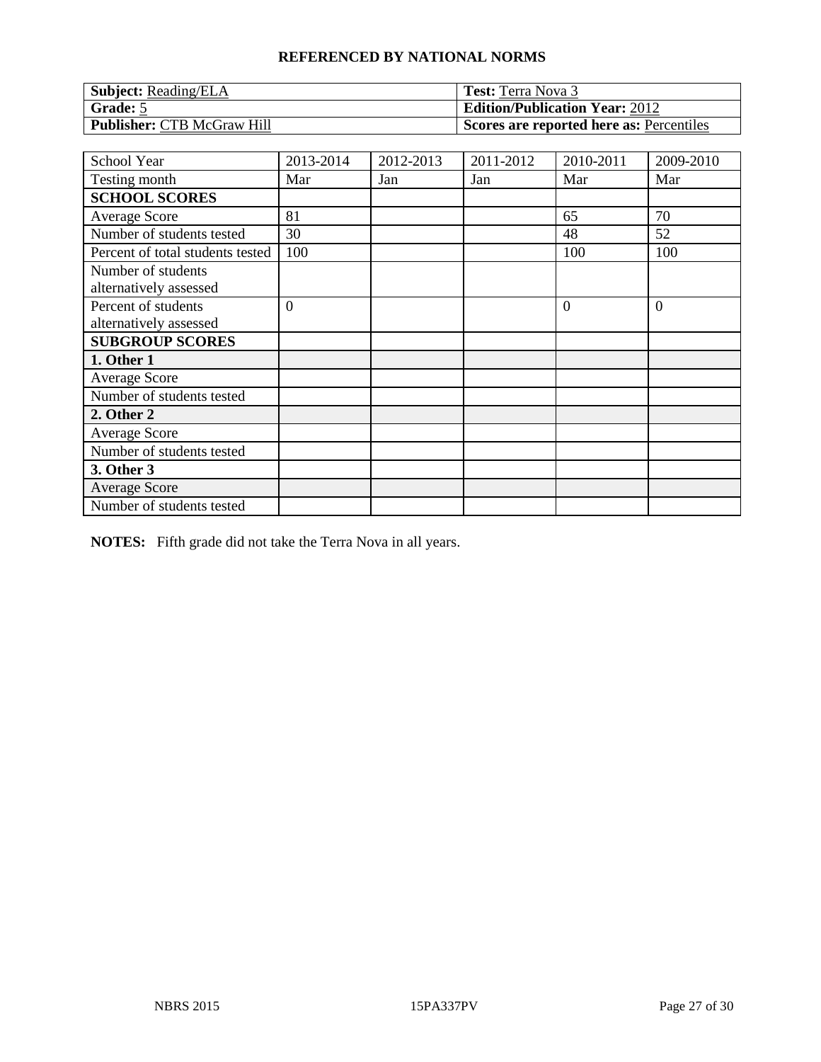## REFERENCED BY NATIONAL NORMS

| **Subject:** Reading/ELA | **Test:** Terra Nova 3 |
|---|---|
| **Grade:** 5 | **Edition/Publication Year:** 2012 |
| **Publisher:** CTB McGraw Hill | **Scores are reported here as:** Percentiles |

| School Year | 2013-2014 | 2012-2013 | 2011-2012 | 2010-2011 | 2009-2010 |
|---|---|---|---|---|---|
| Testing month | Mar | Jan | Jan | Mar | Mar |
| **SCHOOL SCORES** | | | | | |
| Average Score | 81 | | | 65 | 70 |
| Number of students tested | 30 | | | 48 | 52 |
| Percent of total students tested | 100 | | | 100 | 100 |
| Number of students alternatively assessed | | | | | |
| Percent of students alternatively assessed | 0 | | | 0 | 0 |
| **SUBGROUP SCORES** | | | | | |
| **1. Other 1** | | | | | |
| Average Score | | | | | |
| Number of students tested | | | | | |
| **2. Other 2** | | | | | |
| Average Score | | | | | |
| Number of students tested | | | | | |
| **3. Other 3** | | | | | |
| Average Score | | | | | |
| Number of students tested | | | | | |

**NOTES:** Fifth grade did not take the Terra Nova in all years.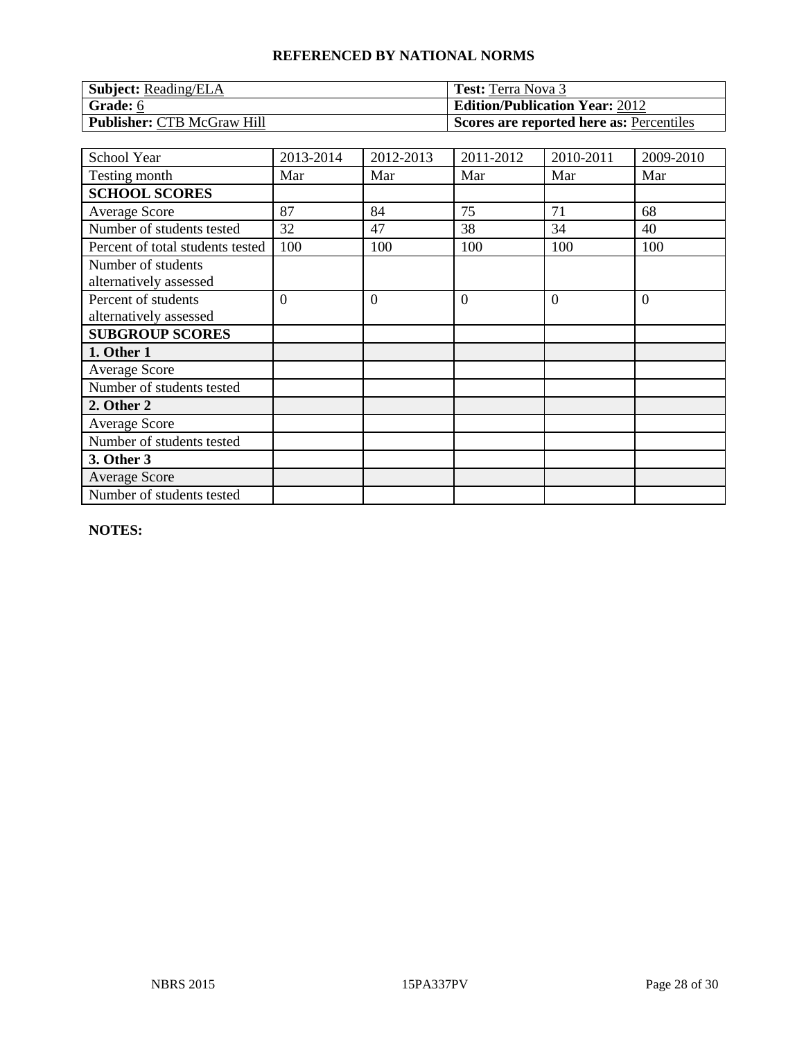**REFERENCED BY NATIONAL NORMS**

| **Subject:** Reading/ELA | **Test:** Terra Nova 3 |
|---|---|
| **Grade:** 6 | **Edition/Publication Year:** 2012 |
| **Publisher:** CTB McGraw Hill | **Scores are reported here as:** Percentiles |

| School Year | 2013-2014 | 2012-2013 | 2011-2012 | 2010-2011 | 2009-2010 |
|---|---|---|---|---|---|
| Testing month | Mar | Mar | Mar | Mar | Mar |
| **SCHOOL SCORES** | | | | | |
| Average Score | 87 | 84 | 75 | 71 | 68 |
| Number of students tested | 32 | 47 | 38 | 34 | 40 |
| Percent of total students tested | 100 | 100 | 100 | 100 | 100 |
| Number of students alternatively assessed | | | | | |
| Percent of students alternatively assessed | 0 | 0 | 0 | 0 | 0 |
| **SUBGROUP SCORES** | | | | | |
| **1. Other 1** | | | | | |
| Average Score | | | | | |
| Number of students tested | | | | | |
| **2. Other 2** | | | | | |
| Average Score | | | | | |
| Number of students tested | | | | | |
| **3. Other 3** | | | | | |
| Average Score | | | | | |
| Number of students tested | | | | | |

**NOTES:**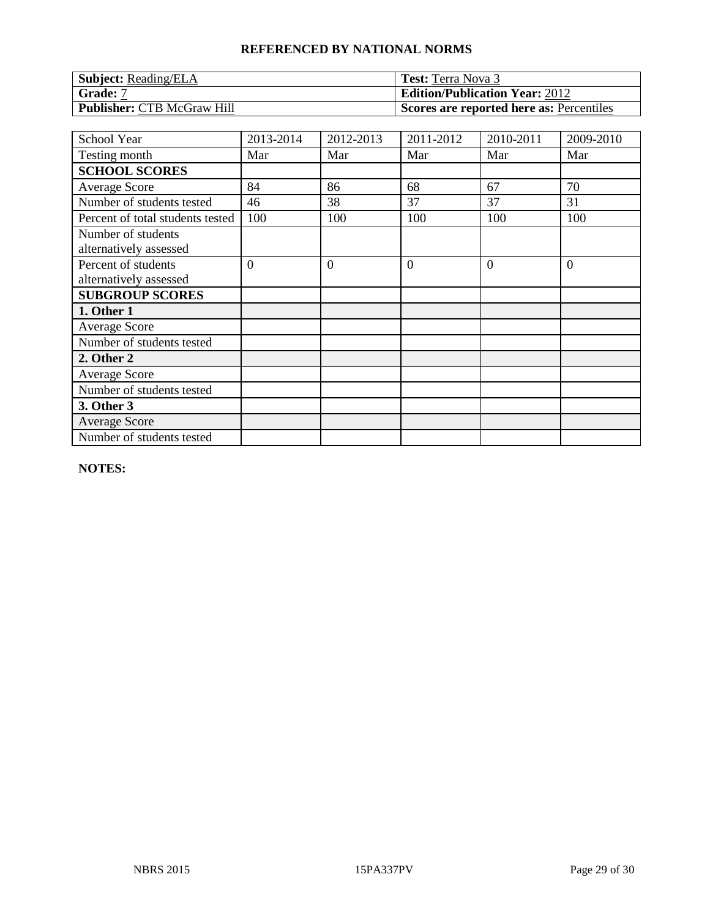## REFERENCED BY NATIONAL NORMS

| **Subject:** Reading/ELA | **Test:** Terra Nova 3 |
|---|---|
| **Grade:** 7 | **Edition/Publication Year:** 2012 |
| **Publisher:** CTB McGraw Hill | **Scores are reported here as:** Percentiles |

| School Year | 2013-2014 | 2012-2013 | 2011-2012 | 2010-2011 | 2009-2010 |
|---|---|---|---|---|---|
| Testing month | Mar | Mar | Mar | Mar | Mar |
| **SCHOOL SCORES** | | | | | |
| Average Score | 84 | 86 | 68 | 67 | 70 |
| Number of students tested | 46 | 38 | 37 | 37 | 31 |
| Percent of total students tested | 100 | 100 | 100 | 100 | 100 |
| Number of students alternatively assessed | | | | | |
| Percent of students alternatively assessed | 0 | 0 | 0 | 0 | 0 |
| **SUBGROUP SCORES** | | | | | |
| **1. Other 1** | | | | | |
| Average Score | | | | | |
| Number of students tested | | | | | |
| **2. Other 2** | | | | | |
| Average Score | | | | | |
| Number of students tested | | | | | |
| **3. Other 3** | | | | | |
| Average Score | | | | | |
| Number of students tested | | | | | |

**NOTES:**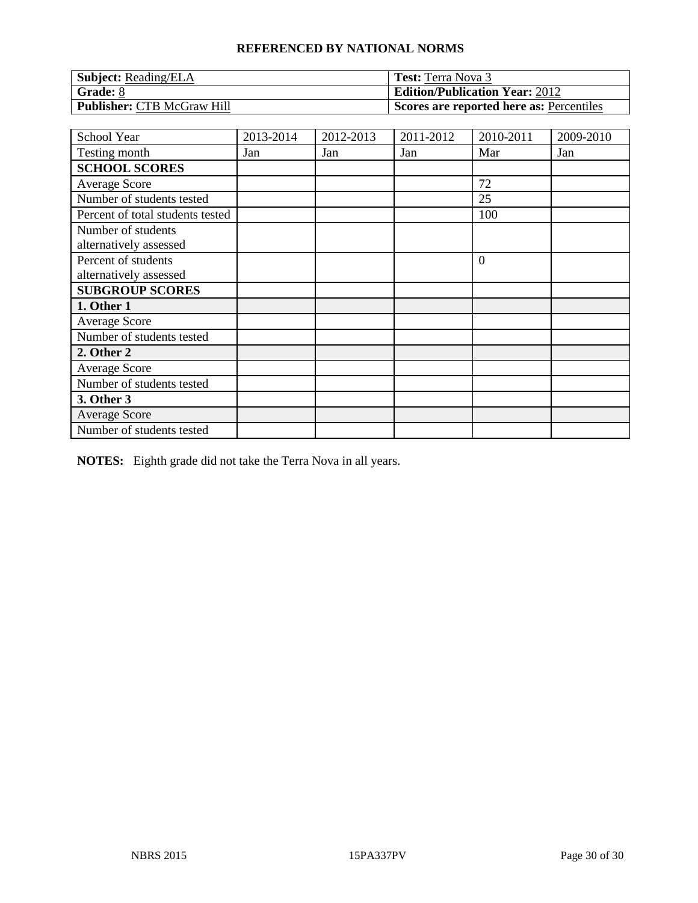## REFERENCED BY NATIONAL NORMS

| | |
|---|---|
| **Subject:** Reading/ELA | **Test:** Terra Nova 3 |
| **Grade:** 8 | **Edition/Publication Year:** 2012 |
| **Publisher:** CTB McGraw Hill | **Scores are reported here as:** Percentiles |

| School Year | 2013-2014 | 2012-2013 | 2011-2012 | 2010-2011 | 2009-2010 |
|---|---|---|---|---|---|
| Testing month | Jan | Jan | Jan | Mar | Jan |
| **SCHOOL SCORES** | | | | | |
| Average Score | | | | 72 | |
| Number of students tested | | | | 25 | |
| Percent of total students tested | | | | 100 | |
| Number of students alternatively assessed | | | | | |
| Percent of students alternatively assessed | | | | 0 | |
| **SUBGROUP SCORES** | | | | | |
| **1. Other 1** | | | | | |
| Average Score | | | | | |
| Number of students tested | | | | | |
| **2. Other 2** | | | | | |
| Average Score | | | | | |
| Number of students tested | | | | | |
| **3. Other 3** | | | | | |
| Average Score | | | | | |
| Number of students tested | | | | | |

**NOTES:** Eighth grade did not take the Terra Nova in all years.